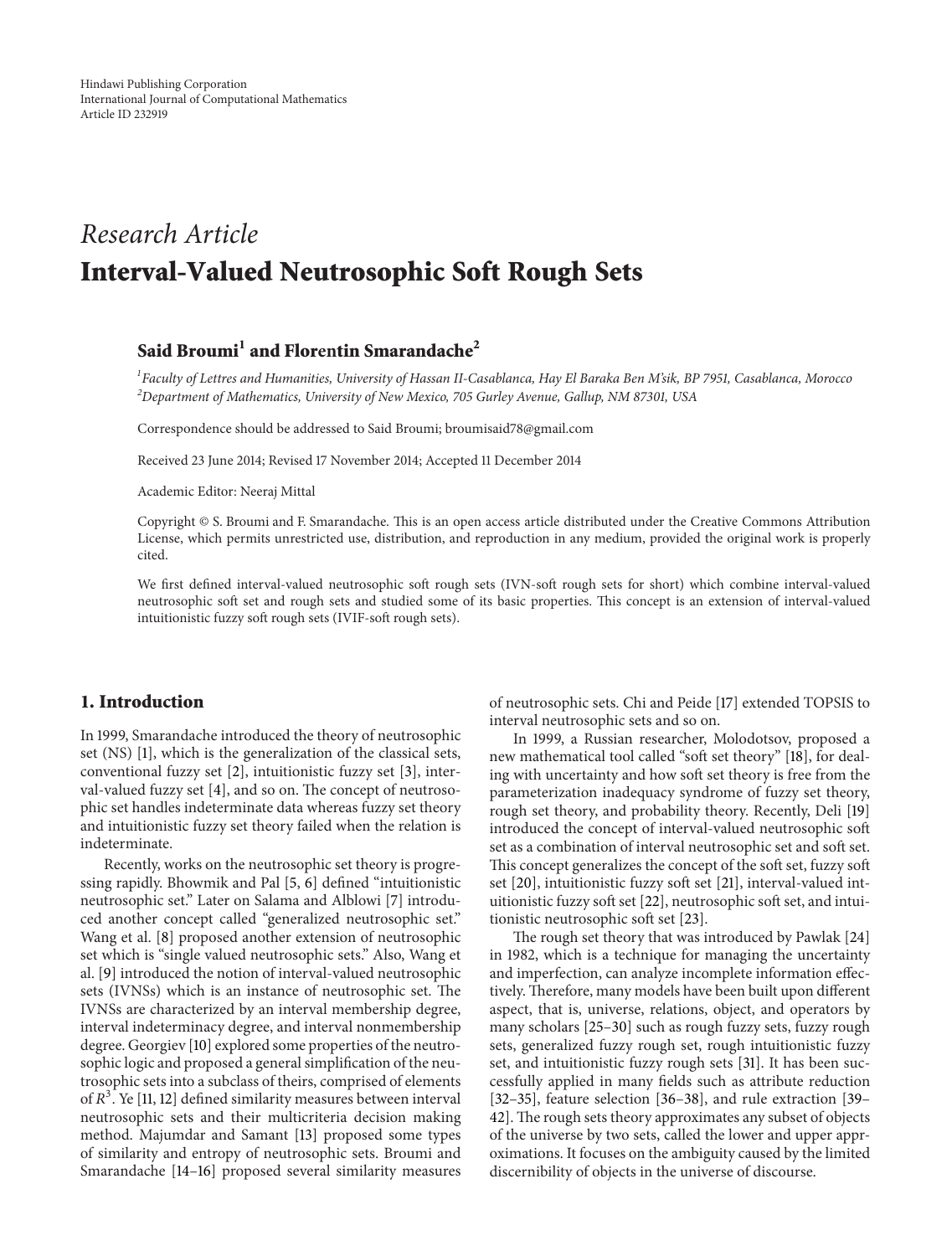Hindawi Publishing Corporation
International Journal of Computational Mathematics
Article ID 232919

*Research Article*

# Interval-Valued Neutrosophic Soft Rough Sets

**Said Broumi[1] and Florentin Smarandache[2]**

[1] *Faculty of Lettres and Humanities, University of Hassan II-Casablanca, Hay El Baraka Ben M'sik, BP 7951, Casablanca, Morocco*
[2] *Department of Mathematics, University of New Mexico, 705 Gurley Avenue, Gallup, NM 87301, USA*

Correspondence should be addressed to Said Broumi; broumisaid78@gmail.com

Received 23 June 2014; Revised 17 November 2014; Accepted 11 December 2014

Academic Editor: Neeraj Mittal

Copyright © S. Broumi and F. Smarandache. This is an open access article distributed under the Creative Commons Attribution License, which permits unrestricted use, distribution, and reproduction in any medium, provided the original work is properly cited.

We first defined interval-valued neutrosophic soft rough sets (IVN-soft rough sets for short) which combine interval-valued neutrosophic soft set and rough sets and studied some of its basic properties. This concept is an extension of interval-valued intuitionistic fuzzy soft rough sets (IVIF-soft rough sets).

## 1. Introduction

In 1999, Smarandache introduced the theory of neutrosophic set (NS) [1], which is the generalization of the classical sets, conventional fuzzy set [2], intuitionistic fuzzy set [3], interval-valued fuzzy set [4], and so on. The concept of neutrosophic set handles indeterminate data whereas fuzzy set theory and intuitionistic fuzzy set theory failed when the relation is indeterminate.

Recently, works on the neutrosophic set theory is progressing rapidly. Bhowmik and Pal [5, 6] defined "intuitionistic neutrosophic set." Later on Salama and Alblowi [7] introduced another concept called "generalized neutrosophic set." Wang et al. [8] proposed another extension of neutrosophic set which is "single valued neutrosophic sets." Also, Wang et al. [9] introduced the notion of interval-valued neutrosophic sets (IVNSs) which is an instance of neutrosophic set. The IVNSs are characterized by an interval membership degree, interval indeterminacy degree, and interval nonmembership degree. Georgiev [10] explored some properties of the neutrosophic logic and proposed a general simplification of the neutrosophic sets into a subclass of theirs, comprised of elements of $R^3$. Ye [11, 12] defined similarity measures between interval neutrosophic sets and their multicriteria decision making method. Majumdar and Samant [13] proposed some types of similarity and entropy of neutrosophic sets. Broumi and Smarandache [14–16] proposed several similarity measures of neutrosophic sets. Chi and Peide [17] extended TOPSIS to interval neutrosophic sets and so on.

In 1999, a Russian researcher, Molodotsov, proposed a new mathematical tool called "soft set theory" [18], for dealing with uncertainty and how soft set theory is free from the parameterization inadequacy syndrome of fuzzy set theory, rough set theory, and probability theory. Recently, Deli [19] introduced the concept of interval-valued neutrosophic soft set as a combination of interval neutrosophic set and soft set. This concept generalizes the concept of the soft set, fuzzy soft set [20], intuitionistic fuzzy soft set [21], interval-valued intuitionistic fuzzy soft set [22], neutrosophic soft set, and intuitionistic neutrosophic soft set [23].

The rough set theory that was introduced by Pawlak [24] in 1982, which is a technique for managing the uncertainty and imperfection, can analyze incomplete information effectively. Therefore, many models have been built upon different aspect, that is, universe, relations, object, and operators by many scholars [25–30] such as rough fuzzy sets, fuzzy rough sets, generalized fuzzy rough set, rough intuitionistic fuzzy set, and intuitionistic fuzzy rough sets [31]. It has been successfully applied in many fields such as attribute reduction [32–35], feature selection [36–38], and rule extraction [39–42]. The rough sets theory approximates any subset of objects of the universe by two sets, called the lower and upper approximations. It focuses on the ambiguity caused by the limited discernibility of objects in the universe of discourse.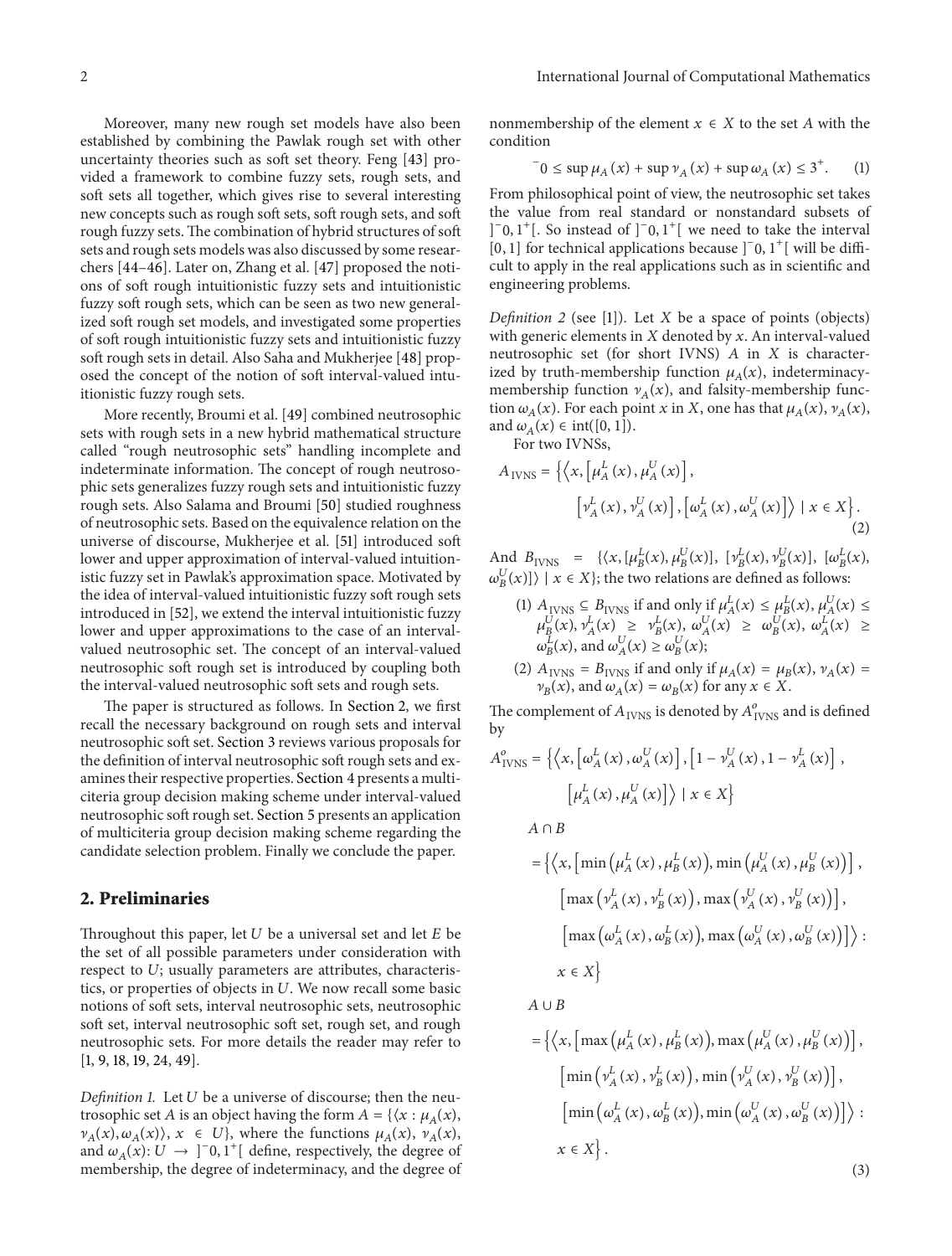Moreover, many new rough set models have also been established by combining the Pawlak rough set with other uncertainty theories such as soft set theory. Feng [43] provided a framework to combine fuzzy sets, rough sets, and soft sets all together, which gives rise to several interesting new concepts such as rough soft sets, soft rough sets, and soft rough fuzzy sets. The combination of hybrid structures of soft sets and rough sets models was also discussed by some researchers [44–46]. Later on, Zhang et al. [47] proposed the notions of soft rough intuitionistic fuzzy sets and intuitionistic fuzzy soft rough sets, which can be seen as two new generalized soft rough set models, and investigated some properties of soft rough intuitionistic fuzzy sets and intuitionistic fuzzy soft rough sets in detail. Also Saha and Mukherjee [48] proposed the concept of the notion of soft interval-valued intuitionistic fuzzy rough sets.

More recently, Broumi et al. [49] combined neutrosophic sets with rough sets in a new hybrid mathematical structure called "rough neutrosophic sets" handling incomplete and indeterminate information. The concept of rough neutrosophic sets generalizes fuzzy rough sets and intuitionistic fuzzy rough sets. Also Salama and Broumi [50] studied roughness of neutrosophic sets. Based on the equivalence relation on the universe of discourse, Mukherjee et al. [51] introduced soft lower and upper approximation of interval-valued intuitionistic fuzzy set in Pawlak's approximation space. Motivated by the idea of interval-valued intuitionistic fuzzy soft rough sets introduced in [52], we extend the interval intuitionistic fuzzy lower and upper approximations to the case of an interval-valued neutrosophic set. The concept of an interval-valued neutrosophic soft rough set is introduced by coupling both the interval-valued neutrosophic soft sets and rough sets.

The paper is structured as follows. In Section 2, we first recall the necessary background on rough sets and interval neutrosophic soft set. Section 3 reviews various proposals for the definition of interval neutrosophic soft rough sets and examines their respective properties. Section 4 presents a multicriteria group decision making scheme under interval-valued neutrosophic soft rough set. Section 5 presents an application of multiciteria group decision making scheme regarding the candidate selection problem. Finally we conclude the paper.

## 2. Preliminaries

Throughout this paper, let $U$ be a universal set and let $E$ be the set of all possible parameters under consideration with respect to $U$; usually parameters are attributes, characteristics, or properties of objects in $U$. We now recall some basic notions of soft sets, interval neutrosophic sets, neutrosophic soft set, interval neutrosophic soft set, rough set, and rough neutrosophic sets. For more details the reader may refer to [1, 9, 18, 19, 24, 49].

*Definition 1.* Let $U$ be a universe of discourse; then the neutrosophic set $A$ is an object having the form $A = \{\langle x : \mu_A(x), \nu_A(x), \omega_A(x)\rangle, x \in U\}$, where the functions $\mu_A(x)$, $\nu_A(x)$, and $\omega_A(x)$: $U \to ]^-0, 1^+[$ define, respectively, the degree of membership, the degree of indeterminacy, and the degree of nonmembership of the element $x \in X$ to the set $A$ with the condition

$$^-0 \le \sup \mu_A(x) + \sup \nu_A(x) + \sup \omega_A(x) \le 3^+. \quad (1)$$

From philosophical point of view, the neutrosophic set takes the value from real standard or nonstandard subsets of $]^-0, 1^+[$. So instead of $]^-0, 1^+[$ we need to take the interval $[0, 1]$ for technical applications because $]^-0, 1^+[$ will be difficult to apply in the real applications such as in scientific and engineering problems.

*Definition 2* (see [1]). Let $X$ be a space of points (objects) with generic elements in $X$ denoted by $x$. An interval-valued neutrosophic set (for short IVNS) $A$ in $X$ is characterized by truth-membership function $\mu_A(x)$, indeterminacy-membership function $\nu_A(x)$, and falsity-membership function $\omega_A(x)$. For each point $x$ in $X$, one has that $\mu_A(x)$, $\nu_A(x)$, and $\omega_A(x) \in \operatorname{int}([0, 1])$.

For two IVNSs,

$$A_{\text{IVNS}} = \left\{ \left\langle x, \left[\mu_A^L(x), \mu_A^U(x)\right], \left[\nu_A^L(x), \nu_A^U(x)\right], \left[\omega_A^L(x), \omega_A^U(x)\right] \right\rangle \mid x \in X \right\}. \quad (2)$$

And $B_{\text{IVNS}} = \{\langle x, [\mu_B^L(x), \mu_B^U(x)], [\nu_B^L(x), \nu_B^U(x)], [\omega_B^L(x), \omega_B^U(x)]\rangle \mid x \in X\}$; the two relations are defined as follows:

(1) $A_{\text{IVNS}} \subseteq B_{\text{IVNS}}$ if and only if $\mu_A^L(x) \le \mu_B^L(x)$, $\mu_A^U(x) \le \mu_B^U(x)$, $\nu_A^L(x) \ge \nu_B^L(x)$, $\omega_A^U(x) \ge \omega_B^U(x)$, $\omega_A^L(x) \ge \omega_B^L(x)$, and $\omega_A^U(x) \ge \omega_B^U(x)$;

(2) $A_{\text{IVNS}} = B_{\text{IVNS}}$ if and only if $\mu_A(x) = \mu_B(x)$, $\nu_A(x) = \nu_B(x)$, and $\omega_A(x) = \omega_B(x)$ for any $x \in X$.

The complement of $A_{\text{IVNS}}$ is denoted by $A_{\text{IVNS}}^o$ and is defined by

$$A_{\text{IVNS}}^o = \left\{ \left\langle x, \left[\omega_A^L(x), \omega_A^U(x)\right], \left[1 - \nu_A^U(x), 1 - \nu_A^L(x)\right], \left[\mu_A^L(x), \mu_A^U(x)\right] \right\rangle \mid x \in X \right\}$$

$$A \cap B = \left\{ \left\langle x, \left[\min\left(\mu_A^L(x), \mu_B^L(x)\right), \min\left(\mu_A^U(x), \mu_B^U(x)\right)\right], \left[\max\left(\nu_A^L(x), \nu_B^L(x)\right), \max\left(\nu_A^U(x), \nu_B^U(x)\right)\right], \left[\max\left(\omega_A^L(x), \omega_B^L(x)\right), \max\left(\omega_A^U(x), \omega_B^U(x)\right)\right] \right\rangle : x \in X \right\}$$

$$A \cup B = \left\{ \left\langle x, \left[\max\left(\mu_A^L(x), \mu_B^L(x)\right), \max\left(\mu_A^U(x), \mu_B^U(x)\right)\right], \left[\min\left(\nu_A^L(x), \nu_B^L(x)\right), \min\left(\nu_A^U(x), \nu_B^U(x)\right)\right], \left[\min\left(\omega_A^L(x), \omega_B^L(x)\right), \min\left(\omega_A^U(x), \omega_B^U(x)\right)\right] \right\rangle : x \in X \right\}. \quad (3)$$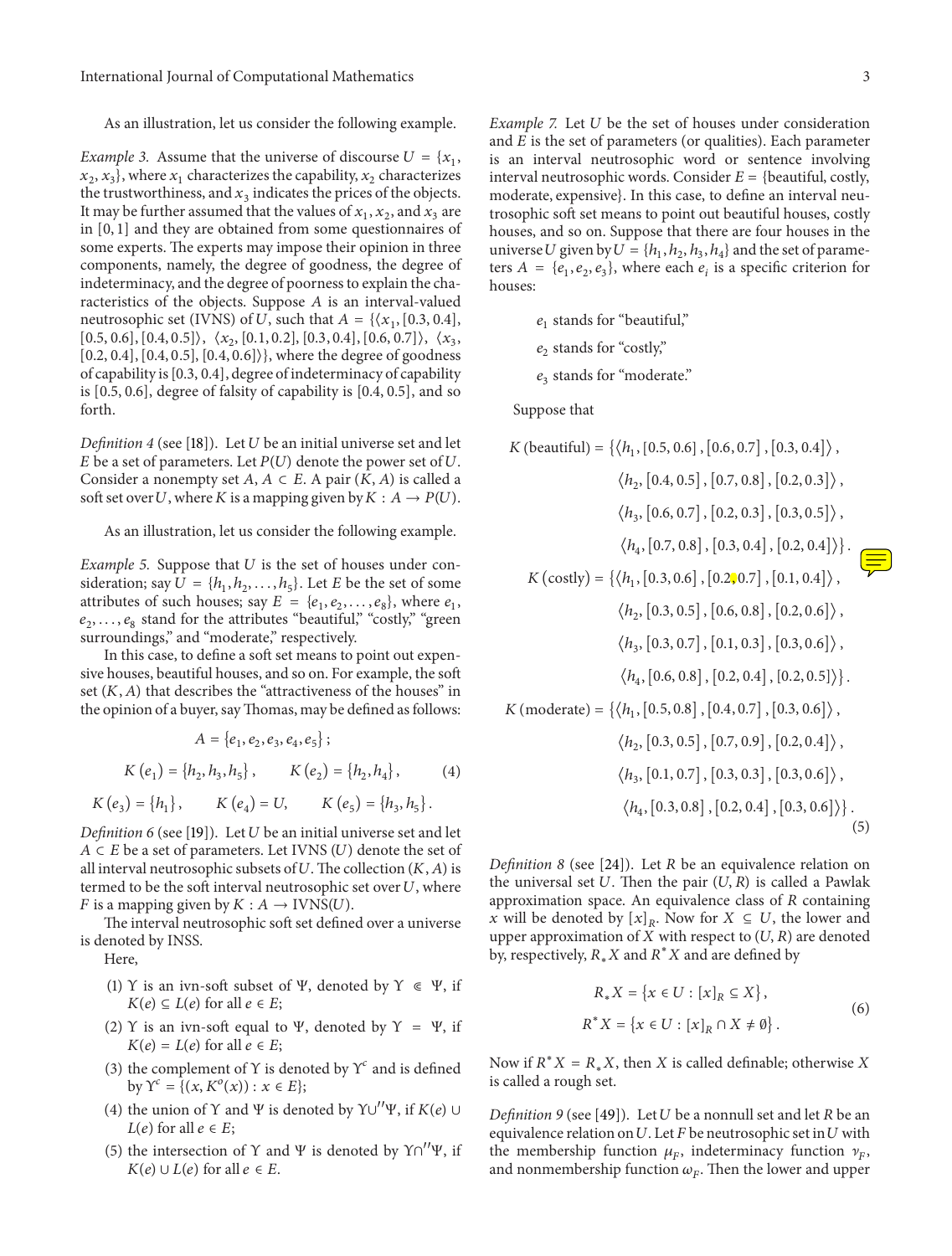As an illustration, let us consider the following example.

*Example 3.* Assume that the universe of discourse $U = \{x_1, x_2, x_3\}$, where $x_1$ characterizes the capability, $x_2$ characterizes the trustworthiness, and $x_3$ indicates the prices of the objects. It may be further assumed that the values of $x_1$, $x_2$, and $x_3$ are in $[0, 1]$ and they are obtained from some questionnaires of some experts. The experts may impose their opinion in three components, namely, the degree of goodness, the degree of indeterminacy, and the degree of poorness to explain the characteristics of the objects. Suppose $A$ is an interval-valued neutrosophic set (IVNS) of $U$, such that $A = \{\langle x_1, [0.3, 0.4], [0.5, 0.6], [0.4, 0.5]\rangle, \langle x_2, [0.1, 0.2], [0.3, 0.4], [0.6, 0.7]\rangle, \langle x_3, [0.2, 0.4], [0.4, 0.5], [0.4, 0.6]\rangle\}$, where the degree of goodness of capability is $[0.3, 0.4]$, degree of indeterminacy of capability is $[0.5, 0.6]$, degree of falsity of capability is $[0.4, 0.5]$, and so forth.

*Definition 4* (see [18]). Let $U$ be an initial universe set and let $E$ be a set of parameters. Let $P(U)$ denote the power set of $U$. Consider a nonempty set $A$, $A \subset E$. A pair $(K, A)$ is called a soft set over $U$, where $K$ is a mapping given by $K : A \to P(U)$.

As an illustration, let us consider the following example.

*Example 5.* Suppose that $U$ is the set of houses under consideration; say $U = \{h_1, h_2, \ldots, h_5\}$. Let $E$ be the set of some attributes of such houses; say $E = \{e_1, e_2, \ldots, e_8\}$, where $e_1, e_2, \ldots, e_8$ stand for the attributes "beautiful," "costly," "green surroundings," and "moderate," respectively.

In this case, to define a soft set means to point out expensive houses, beautiful houses, and so on. For example, the soft set $(K, A)$ that describes the "attractiveness of the houses" in the opinion of a buyer, say Thomas, may be defined as follows:

$$A = \{e_1, e_2, e_3, e_4, e_5\};$$

$$K(e_1) = \{h_2, h_3, h_5\}, \qquad K(e_2) = \{h_2, h_4\}, \qquad (4)$$

$$K(e_3) = \{h_1\}, \qquad K(e_4) = U, \qquad K(e_5) = \{h_3, h_5\}.$$

*Definition 6* (see [19]). Let $U$ be an initial universe set and let $A \subset E$ be a set of parameters. Let IVNS $(U)$ denote the set of all interval neutrosophic subsets of $U$. The collection $(K, A)$ is termed to be the soft interval neutrosophic set over $U$, where $F$ is a mapping given by $K : A \to \text{IVNS}(U)$.

The interval neutrosophic soft set defined over a universe is denoted by INSS.

Here,

(1) $\Upsilon$ is an ivn-soft subset of $\Psi$, denoted by $\Upsilon \Subset \Psi$, if $K(e) \subseteq L(e)$ for all $e \in E$;

(2) $\Upsilon$ is an ivn-soft equal to $\Psi$, denoted by $\Upsilon = \Psi$, if $K(e) = L(e)$ for all $e \in E$;

(3) the complement of $\Upsilon$ is denoted by $\Upsilon^c$ and is defined by $\Upsilon^c = \{(x, K^o(x)) : x \in E\}$;

(4) the union of $\Upsilon$ and $\Psi$ is denoted by $\Upsilon \cup'' \Psi$, if $K(e) \cup L(e)$ for all $e \in E$;

(5) the intersection of $\Upsilon$ and $\Psi$ is denoted by $\Upsilon \cap'' \Psi$, if $K(e) \cup L(e)$ for all $e \in E$.

*Example 7.* Let $U$ be the set of houses under consideration and $E$ is the set of parameters (or qualities). Each parameter is an interval neutrosophic word or sentence involving interval neutrosophic words. Consider $E$ = {beautiful, costly, moderate, expensive}. In this case, to define an interval neutrosophic soft set means to point out beautiful houses, costly houses, and so on. Suppose that there are four houses in the universe $U$ given by $U = \{h_1, h_2, h_3, h_4\}$ and the set of parameters $A = \{e_1, e_2, e_3\}$, where each $e_i$ is a specific criterion for houses:

$e_1$ stands for "beautiful,"

$e_2$ stands for "costly,"

$e_3$ stands for "moderate."

Suppose that

$$\begin{aligned}
K(\text{beautiful}) = \{&\langle h_1, [0.5, 0.6], [0.6, 0.7], [0.3, 0.4]\rangle, \\
&\langle h_2, [0.4, 0.5], [0.7, 0.8], [0.2, 0.3]\rangle, \\
&\langle h_3, [0.6, 0.7], [0.2, 0.3], [0.3, 0.5]\rangle, \\
&\langle h_4, [0.7, 0.8], [0.3, 0.4], [0.2, 0.4]\rangle\}. \\
K(\text{costly}) = \{&\langle h_1, [0.3, 0.6], [0.2, 0.7], [0.1, 0.4]\rangle, \\
&\langle h_2, [0.3, 0.5], [0.6, 0.8], [0.2, 0.6]\rangle, \\
&\langle h_3, [0.3, 0.7], [0.1, 0.3], [0.3, 0.6]\rangle, \\
&\langle h_4, [0.6, 0.8], [0.2, 0.4], [0.2, 0.5]\rangle\}. \\
K(\text{moderate}) = \{&\langle h_1, [0.5, 0.8], [0.4, 0.7], [0.3, 0.6]\rangle, \\
&\langle h_2, [0.3, 0.5], [0.7, 0.9], [0.2, 0.4]\rangle, \\
&\langle h_3, [0.1, 0.7], [0.3, 0.3], [0.3, 0.6]\rangle, \\
&\langle h_4, [0.3, 0.8], [0.2, 0.4], [0.3, 0.6]\rangle\}.
\end{aligned} \qquad (5)$$

*Definition 8* (see [24]). Let $R$ be an equivalence relation on the universal set $U$. Then the pair $(U, R)$ is called a Pawlak approximation space. An equivalence class of $R$ containing $x$ will be denoted by $[x]_R$. Now for $X \subseteq U$, the lower and upper approximation of $X$ with respect to $(U, R)$ are denoted by, respectively, $R_* X$ and $R^* X$ and are defined by

$$\begin{aligned}
R_* X &= \{x \in U : [x]_R \subseteq X\}, \\
R^* X &= \{x \in U : [x]_R \cap X \neq \emptyset\}.
\end{aligned} \qquad (6)$$

Now if $R^* X = R_* X$, then $X$ is called definable; otherwise $X$ is called a rough set.

*Definition 9* (see [49]). Let $U$ be a nonnull set and let $R$ be an equivalence relation on $U$. Let $F$ be neutrosophic set in $U$ with the membership function $\mu_F$, indeterminacy function $\nu_F$, and nonmembership function $\omega_F$. Then the lower and upper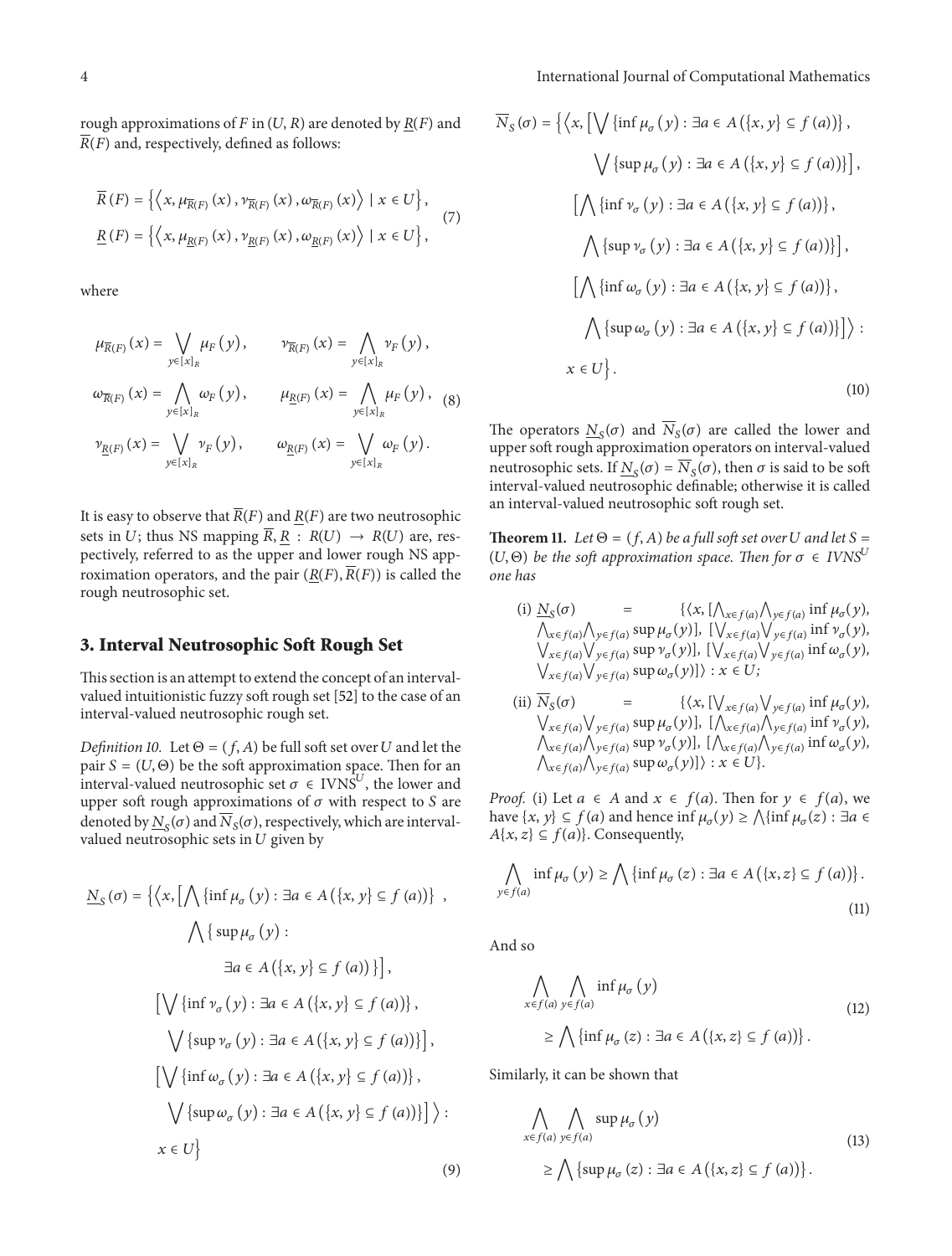rough approximations of $F$ in $(U, R)$ are denoted by $\underline{R}(F)$ and $\overline{R}(F)$ and, respectively, defined as follows:

$$
\begin{aligned}
\overline{R}(F) &= \left\{ \left\langle x, \mu_{\overline{R}(F)}(x), \nu_{\overline{R}(F)}(x), \omega_{\overline{R}(F)}(x) \right\rangle \mid x \in U \right\}, \\
\underline{R}(F) &= \left\{ \left\langle x, \mu_{\underline{R}(F)}(x), \nu_{\underline{R}(F)}(x), \omega_{\underline{R}(F)}(x) \right\rangle \mid x \in U \right\},
\end{aligned} \tag{7}
$$

where

$$
\begin{aligned}
\mu_{\overline{R}(F)}(x) &= \bigvee_{y \in [x]_R} \mu_F(y), & \nu_{\overline{R}(F)}(x) &= \bigwedge_{y \in [x]_R} \nu_F(y), \\
\omega_{\overline{R}(F)}(x) &= \bigwedge_{y \in [x]_R} \omega_F(y), & \mu_{\underline{R}(F)}(x) &= \bigwedge_{y \in [x]_R} \mu_F(y), \\
\nu_{\underline{R}(F)}(x) &= \bigvee_{y \in [x]_R} \nu_F(y), & \omega_{\underline{R}(F)}(x) &= \bigvee_{y \in [x]_R} \omega_F(y).
\end{aligned} \tag{8}
$$

It is easy to observe that $\overline{R}(F)$ and $\underline{R}(F)$ are two neutrosophic sets in $U$; thus NS mapping $\overline{R}, \underline{R} : R(U) \to R(U)$ are, respectively, referred to as the upper and lower rough NS approximation operators, and the pair $(\underline{R}(F), \overline{R}(F))$ is called the rough neutrosophic set.

## 3. Interval Neutrosophic Soft Rough Set

This section is an attempt to extend the concept of an interval-valued intuitionistic fuzzy soft rough set [52] to the case of an interval-valued neutrosophic rough set.

*Definition 10.* Let $\Theta = (f, A)$ be full soft set over $U$ and let the pair $S = (U, \Theta)$ be the soft approximation space. Then for an interval-valued neutrosophic set $\sigma \in \text{IVNS}^U$, the lower and upper soft rough approximations of $\sigma$ with respect to $S$ are denoted by $\underline{N}_S(\sigma)$ and $\overline{N}_S(\sigma)$, respectively, which are interval-valued neutrosophic sets in $U$ given by

$$
\begin{aligned}
\underline{N}_S(\sigma) = \Big\{ \Big\langle x, &\Big[ \bigwedge \{\inf \mu_\sigma(y) : \exists a \in A(\{x, y\} \subseteq f(a))\}, \\
&\bigwedge \{ \sup \mu_\sigma(y) : \exists a \in A(\{x, y\} \subseteq f(a)) \} \Big], \\
&\Big[ \bigvee \{\inf \nu_\sigma(y) : \exists a \in A(\{x, y\} \subseteq f(a))\}, \\
&\bigvee \{\sup \nu_\sigma(y) : \exists a \in A(\{x, y\} \subseteq f(a))\} \Big], \\
&\Big[ \bigvee \{\inf \omega_\sigma(y) : \exists a \in A(\{x, y\} \subseteq f(a))\}, \\
&\bigvee \{\sup \omega_\sigma(y) : \exists a \in A(\{x, y\} \subseteq f(a))\} \Big] \Big\rangle : x \in U \Big\}
\end{aligned} \tag{9}
$$

$$
\begin{aligned}
\overline{N}_S(\sigma) = \Big\{ \Big\langle x, &\Big[ \bigvee \{\inf \mu_\sigma(y) : \exists a \in A(\{x, y\} \subseteq f(a))\}, \\
&\bigvee \{\sup \mu_\sigma(y) : \exists a \in A(\{x, y\} \subseteq f(a))\} \Big], \\
&\Big[ \bigwedge \{\inf \nu_\sigma(y) : \exists a \in A(\{x, y\} \subseteq f(a))\}, \\
&\bigwedge \{\sup \nu_\sigma(y) : \exists a \in A(\{x, y\} \subseteq f(a))\} \Big], \\
&\Big[ \bigwedge \{\inf \omega_\sigma(y) : \exists a \in A(\{x, y\} \subseteq f(a))\}, \\
&\bigwedge \{\sup \omega_\sigma(y) : \exists a \in A(\{x, y\} \subseteq f(a))\} \Big] \Big\rangle : x \in U \Big\}.
\end{aligned} \tag{10}
$$

The operators $\underline{N}_S(\sigma)$ and $\overline{N}_S(\sigma)$ are called the lower and upper soft rough approximation operators on interval-valued neutrosophic sets. If $\underline{N}_S(\sigma) = \overline{N}_S(\sigma)$, then $\sigma$ is said to be soft interval-valued neutrosophic definable; otherwise it is called an interval-valued neutrosophic soft rough set.

**Theorem 11.** *Let $\Theta = (f, A)$ be a full soft set over $U$ and let $S = (U, \Theta)$ be the soft approximation space. Then for $\sigma \in IVNS^U$ one has*

(i) $\underline{N}_S(\sigma) = \{\langle x, [\bigwedge_{x \in f(a)} \bigwedge_{y \in f(a)} \inf \mu_\sigma(y), \bigwedge_{x \in f(a)} \bigwedge_{y \in f(a)} \sup \mu_\sigma(y)], [\bigvee_{x \in f(a)} \bigvee_{y \in f(a)} \inf \nu_\sigma(y), \bigvee_{x \in f(a)} \bigvee_{y \in f(a)} \sup \nu_\sigma(y)], [\bigvee_{x \in f(a)} \bigvee_{y \in f(a)} \inf \omega_\sigma(y), \bigvee_{x \in f(a)} \bigvee_{y \in f(a)} \sup \omega_\sigma(y)] \rangle : x \in U$;

(ii) $\overline{N}_S(\sigma) = \{\langle x, [\bigvee_{x \in f(a)} \bigvee_{y \in f(a)} \inf \mu_\sigma(y), \bigvee_{x \in f(a)} \bigvee_{y \in f(a)} \sup \mu_\sigma(y)], [\bigwedge_{x \in f(a)} \bigwedge_{y \in f(a)} \inf \nu_\sigma(y), \bigwedge_{x \in f(a)} \bigwedge_{y \in f(a)} \sup \nu_\sigma(y)], [\bigwedge_{x \in f(a)} \bigwedge_{y \in f(a)} \inf \omega_\sigma(y), \bigwedge_{x \in f(a)} \bigwedge_{y \in f(a)} \sup \omega_\sigma(y)] \rangle : x \in U\}$.

*Proof.* (i) Let $a \in A$ and $x \in f(a)$. Then for $y \in f(a)$, we have $\{x, y\} \subseteq f(a)$ and hence $\inf \mu_\sigma(y) \geq \bigwedge \{\inf \mu_\sigma(z) : \exists a \in A\{x, z\} \subseteq f(a)\}$. Consequently,

$$
\bigwedge_{y \in f(a)} \inf \mu_\sigma(y) \geq \bigwedge \{\inf \mu_\sigma(z) : \exists a \in A(\{x, z\} \subseteq f(a))\}. \tag{11}
$$

And so

$$
\bigwedge_{x \in f(a)} \bigwedge_{y \in f(a)} \inf \mu_\sigma(y) \geq \bigwedge \{\inf \mu_\sigma(z) : \exists a \in A(\{x, z\} \subseteq f(a))\}. \tag{12}
$$

Similarly, it can be shown that

$$
\bigwedge_{x \in f(a)} \bigwedge_{y \in f(a)} \sup \mu_\sigma(y) \geq \bigwedge \{\sup \mu_\sigma(z) : \exists a \in A(\{x, z\} \subseteq f(a))\}. \tag{13}
$$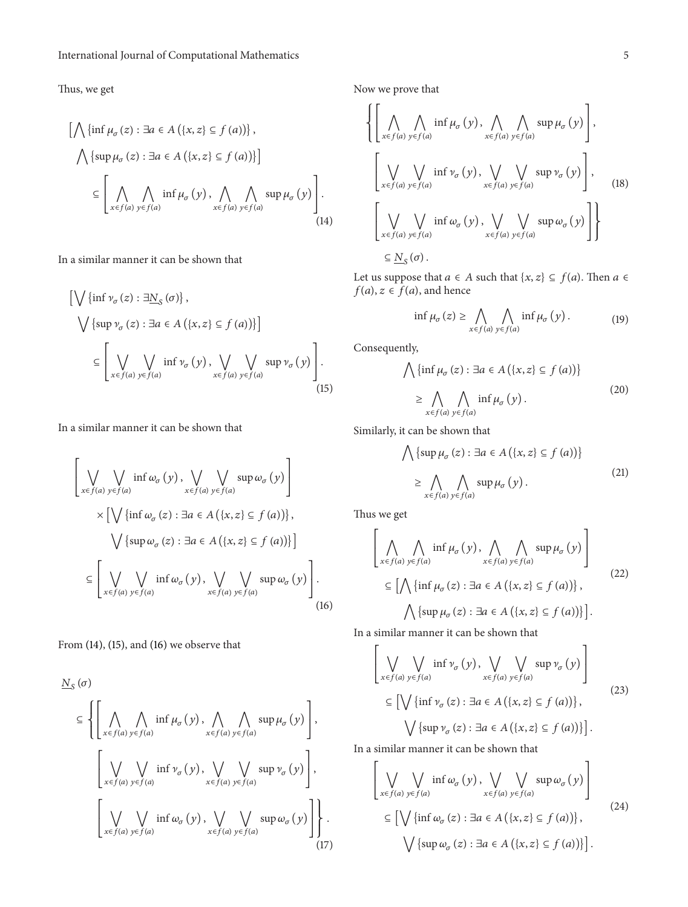Thus, we get

$$\left[\bigwedge\left\{\inf \mu_{\sigma}(z) : \exists a \in A\left(\{x, z\} \subseteq f(a)\right)\right\},\right.$$
$$\left.\bigwedge\left\{\sup \mu_{\sigma}(z) : \exists a \in A\left(\{x, z\} \subseteq f(a)\right)\right\}\right]$$
$$\subseteq \left[\bigwedge_{x \in f(a)} \bigwedge_{y \in f(a)} \inf \mu_{\sigma}(y), \bigwedge_{x \in f(a)} \bigwedge_{y \in f(a)} \sup \mu_{\sigma}(y)\right]. \tag{14}$$

In a similar manner it can be shown that

$$\left[\bigvee\left\{\inf \nu_{\sigma}(z) : \exists \underline{N}_{S}(\sigma)\right\},\right.$$
$$\left.\bigvee\left\{\sup \nu_{\sigma}(z) : \exists a \in A\left(\{x, z\} \subseteq f(a)\right)\right\}\right]$$
$$\subseteq \left[\bigvee_{x \in f(a)} \bigvee_{y \in f(a)} \inf \nu_{\sigma}(y), \bigvee_{x \in f(a)} \bigvee_{y \in f(a)} \sup \nu_{\sigma}(y)\right]. \tag{15}$$

In a similar manner it can be shown that

$$\left[\bigvee_{x \in f(a)} \bigvee_{y \in f(a)} \inf \omega_{\sigma}(y), \bigvee_{x \in f(a)} \bigvee_{y \in f(a)} \sup \omega_{\sigma}(y)\right]$$
$$\times \left[\bigvee\left\{\inf \omega_{\sigma}(z) : \exists a \in A\left(\{x, z\} \subseteq f(a)\right)\right\},\right.$$
$$\left.\bigvee\left\{\sup \omega_{\sigma}(z) : \exists a \in A\left(\{x, z\} \subseteq f(a)\right)\right\}\right]$$
$$\subseteq \left[\bigvee_{x \in f(a)} \bigvee_{y \in f(a)} \inf \omega_{\sigma}(y), \bigvee_{x \in f(a)} \bigvee_{y \in f(a)} \sup \omega_{\sigma}(y)\right]. \tag{16}$$

From (14), (15), and (16) we observe that

$$\underline{N}_{S}(\sigma)$$
$$\subseteq \left\{\left[\bigwedge_{x \in f(a)} \bigwedge_{y \in f(a)} \inf \mu_{\sigma}(y), \bigwedge_{x \in f(a)} \bigwedge_{y \in f(a)} \sup \mu_{\sigma}(y)\right],\right.$$
$$\left[\bigvee_{x \in f(a)} \bigvee_{y \in f(a)} \inf \nu_{\sigma}(y), \bigvee_{x \in f(a)} \bigvee_{y \in f(a)} \sup \nu_{\sigma}(y)\right],$$
$$\left.\left[\bigvee_{x \in f(a)} \bigvee_{y \in f(a)} \inf \omega_{\sigma}(y), \bigvee_{x \in f(a)} \bigvee_{y \in f(a)} \sup \omega_{\sigma}(y)\right]\right\}. \tag{17}$$

Now we prove that

$$\left\{\left[\bigwedge_{x \in f(a)} \bigwedge_{y \in f(a)} \inf \mu_{\sigma}(y), \bigwedge_{x \in f(a)} \bigwedge_{y \in f(a)} \sup \mu_{\sigma}(y)\right],\right.$$
$$\left[\bigvee_{x \in f(a)} \bigvee_{y \in f(a)} \inf \nu_{\sigma}(y), \bigvee_{x \in f(a)} \bigvee_{y \in f(a)} \sup \nu_{\sigma}(y)\right], \tag{18}$$
$$\left.\left[\bigvee_{x \in f(a)} \bigvee_{y \in f(a)} \inf \omega_{\sigma}(y), \bigvee_{x \in f(a)} \bigvee_{y \in f(a)} \sup \omega_{\sigma}(y)\right]\right\}$$
$$\subseteq \underline{N}_{S}(\sigma).$$

Let us suppose that $a \in A$ such that $\{x, z\} \subseteq f(a)$. Then $a \in f(a)$, $z \in f(a)$, and hence

$$\inf \mu_{\sigma}(z) \geq \bigwedge_{x \in f(a)} \bigwedge_{y \in f(a)} \inf \mu_{\sigma}(y). \tag{19}$$

Consequently,

$$\bigwedge\left\{\inf \mu_{\sigma}(z) : \exists a \in A\left(\{x, z\} \subseteq f(a)\right)\right\}$$
$$\geq \bigwedge_{x \in f(a)} \bigwedge_{y \in f(a)} \inf \mu_{\sigma}(y). \tag{20}$$

Similarly, it can be shown that

$$\bigwedge\left\{\sup \mu_{\sigma}(z) : \exists a \in A\left(\{x, z\} \subseteq f(a)\right)\right\}$$
$$\geq \bigwedge_{x \in f(a)} \bigwedge_{y \in f(a)} \sup \mu_{\sigma}(y). \tag{21}$$

Thus we get

$$\left[\bigwedge_{x \in f(a)} \bigwedge_{y \in f(a)} \inf \mu_{\sigma}(y), \bigwedge_{x \in f(a)} \bigwedge_{y \in f(a)} \sup \mu_{\sigma}(y)\right]$$
$$\subseteq \left[\bigwedge\left\{\inf \mu_{\sigma}(z) : \exists a \in A\left(\{x, z\} \subseteq f(a)\right)\right\},\right. \tag{22}$$
$$\left.\bigwedge\left\{\sup \mu_{\sigma}(z) : \exists a \in A\left(\{x, z\} \subseteq f(a)\right)\right\}\right].$$

In a similar manner it can be shown that

$$\left[\bigvee_{x \in f(a)} \bigvee_{y \in f(a)} \inf \nu_{\sigma}(y), \bigvee_{x \in f(a)} \bigvee_{y \in f(a)} \sup \nu_{\sigma}(y)\right]$$
$$\subseteq \left[\bigvee\left\{\inf \nu_{\sigma}(z) : \exists a \in A\left(\{x, z\} \subseteq f(a)\right)\right\},\right. \tag{23}$$
$$\left.\bigvee\left\{\sup \nu_{\sigma}(z) : \exists a \in A\left(\{x, z\} \subseteq f(a)\right)\right\}\right].$$

In a similar manner it can be shown that

$$\left[\bigvee_{x \in f(a)} \bigvee_{y \in f(a)} \inf \omega_{\sigma}(y), \bigvee_{x \in f(a)} \bigvee_{y \in f(a)} \sup \omega_{\sigma}(y)\right]$$
$$\subseteq \left[\bigvee\left\{\inf \omega_{\sigma}(z) : \exists a \in A\left(\{x, z\} \subseteq f(a)\right)\right\},\right. \tag{24}$$
$$\left.\bigvee\left\{\sup \omega_{\sigma}(z) : \exists a \in A\left(\{x, z\} \subseteq f(a)\right)\right\}\right].$$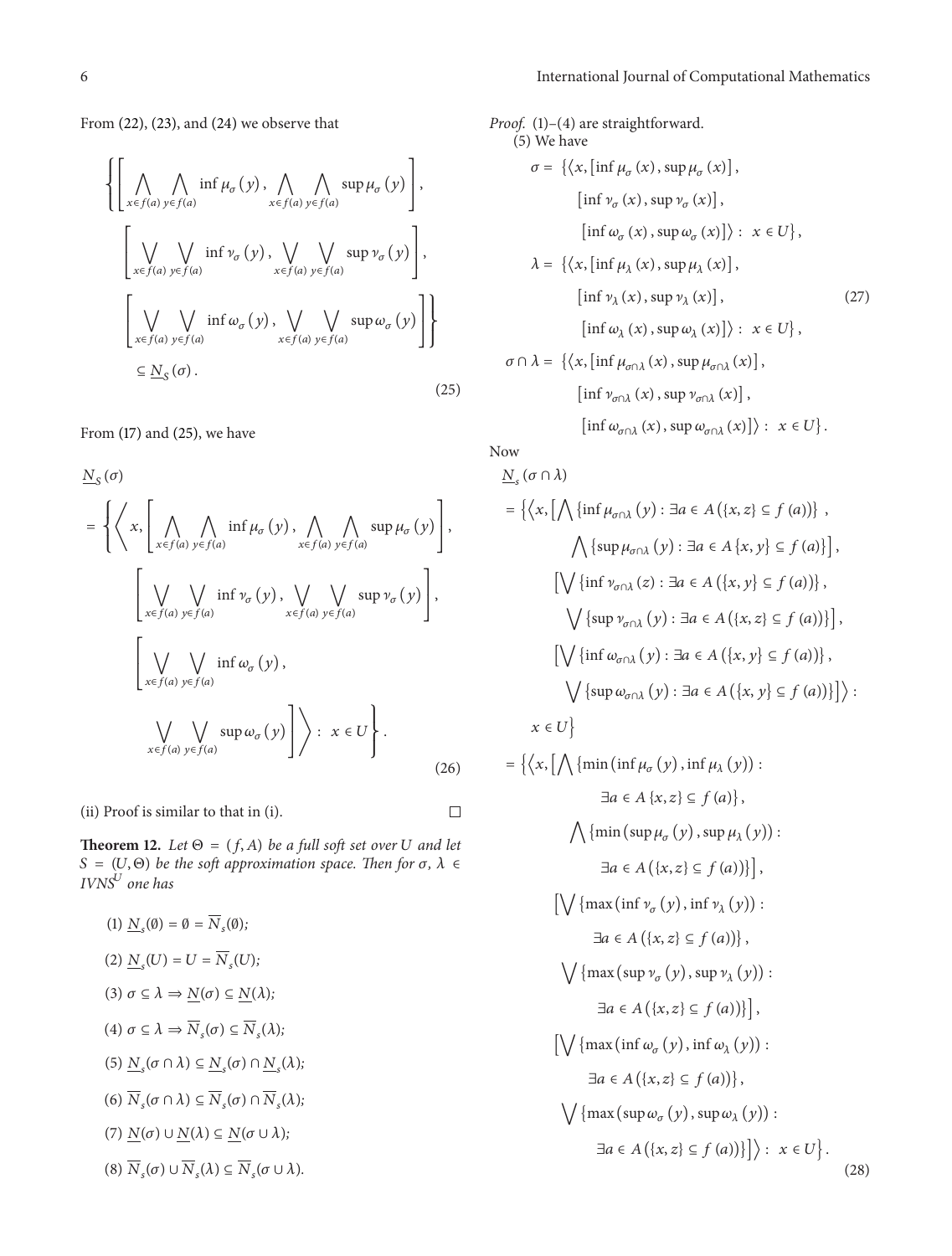From (22), (23), and (24) we observe that

$$
\left\{\left[\bigwedge_{x\in f(a)}\bigwedge_{y\in f(a)}\inf\mu_{\sigma}(y),\bigwedge_{x\in f(a)}\bigwedge_{y\in f(a)}\sup\mu_{\sigma}(y)\right],\right.
\left[\bigvee_{x\in f(a)}\bigvee_{y\in f(a)}\inf\nu_{\sigma}(y),\bigvee_{x\in f(a)}\bigvee_{y\in f(a)}\sup\nu_{\sigma}(y)\right],
\left.\left[\bigvee_{x\in f(a)}\bigvee_{y\in f(a)}\inf\omega_{\sigma}(y),\bigvee_{x\in f(a)}\bigvee_{y\in f(a)}\sup\omega_{\sigma}(y)\right]\right\}
\subseteq \underline{N}_{S}(\sigma). \tag{25}
$$

From (17) and (25), we have

$$
\begin{aligned}
&\underline{N}_{S}(\sigma)\\
&=\left\{\left\langle x,\left[\bigwedge_{x\in f(a)}\bigwedge_{y\in f(a)}\inf\mu_{\sigma}(y),\bigwedge_{x\in f(a)}\bigwedge_{y\in f(a)}\sup\mu_{\sigma}(y)\right],\right.\right.\\
&\qquad\left[\bigvee_{x\in f(a)}\bigvee_{y\in f(a)}\inf\nu_{\sigma}(y),\bigvee_{x\in f(a)}\bigvee_{y\in f(a)}\sup\nu_{\sigma}(y)\right],\\
&\qquad\left[\bigvee_{x\in f(a)}\bigvee_{y\in f(a)}\inf\omega_{\sigma}(y),\right.\\
&\qquad\left.\left.\left.\bigvee_{x\in f(a)}\bigvee_{y\in f(a)}\sup\omega_{\sigma}(y)\right]\right\rangle : x\in U\right\}.
\end{aligned}\tag{26}
$$

(ii) Proof is similar to that in (i). □

**Theorem 12.** *Let $\Theta=(f,A)$ be a full soft set over $U$ and let $S=(U,\Theta)$ be the soft approximation space. Then for $\sigma,\lambda\in IVNS^{U}$ one has*

(1) $\underline{N}_{s}(\emptyset)=\emptyset=\overline{N}_{s}(\emptyset)$;

(2) $\underline{N}_{s}(U)=U=\overline{N}_{s}(U)$;

(3) $\sigma\subseteq\lambda\Rightarrow\underline{N}(\sigma)\subseteq\underline{N}(\lambda)$;

(4) $\sigma\subseteq\lambda\Rightarrow\overline{N}_{s}(\sigma)\subseteq\overline{N}_{s}(\lambda)$;

(5) $\underline{N}_{s}(\sigma\cap\lambda)\subseteq\underline{N}_{s}(\sigma)\cap\underline{N}_{s}(\lambda)$;

(6) $\overline{N}_{s}(\sigma\cap\lambda)\subseteq\overline{N}_{s}(\sigma)\cap\overline{N}_{s}(\lambda)$;

(7) $\underline{N}(\sigma)\cup\underline{N}(\lambda)\subseteq\underline{N}(\sigma\cup\lambda)$;

(8) $\overline{N}_{s}(\sigma)\cup\overline{N}_{s}(\lambda)\subseteq\overline{N}_{s}(\sigma\cup\lambda)$.

*Proof.* (1)–(4) are straightforward.

(5) We have

$$
\begin{aligned}
\sigma=&\ \{\langle x,[\inf\mu_{\sigma}(x),\sup\mu_{\sigma}(x)],\\
&[\inf\nu_{\sigma}(x),\sup\nu_{\sigma}(x)],\\
&[\inf\omega_{\sigma}(x),\sup\omega_{\sigma}(x)]\rangle : x\in U\},\\
\lambda=&\ \{\langle x,[\inf\mu_{\lambda}(x),\sup\mu_{\lambda}(x)],\\
&[\inf\nu_{\lambda}(x),\sup\nu_{\lambda}(x)],\\
&[\inf\omega_{\lambda}(x),\sup\omega_{\lambda}(x)]\rangle : x\in U\},\\
\sigma\cap\lambda=&\ \{\langle x,[\inf\mu_{\sigma\cap\lambda}(x),\sup\mu_{\sigma\cap\lambda}(x)],\\
&[\inf\nu_{\sigma\cap\lambda}(x),\sup\nu_{\sigma\cap\lambda}(x)],\\
&[\inf\omega_{\sigma\cap\lambda}(x),\sup\omega_{\sigma\cap\lambda}(x)]\rangle : x\in U\}.
\end{aligned}\tag{27}
$$

Now

$$
\begin{aligned}
&\underline{N}_{s}(\sigma\cap\lambda)\\
&=\{\langle x,[\textstyle\bigwedge\{\inf\mu_{\sigma\cap\lambda}(y):\exists a\in A(\{x,z\}\subseteq f(a))\},\\
&\qquad\textstyle\bigwedge\{\sup\mu_{\sigma\cap\lambda}(y):\exists a\in A\{x,y\}\subseteq f(a)\}],\\
&\qquad[\textstyle\bigvee\{\inf\nu_{\sigma\cap\lambda}(z):\exists a\in A(\{x,y\}\subseteq f(a))\},\\
&\qquad\textstyle\bigvee\{\sup\nu_{\sigma\cap\lambda}(y):\exists a\in A(\{x,z\}\subseteq f(a))\}],\\
&\qquad[\textstyle\bigvee\{\inf\omega_{\sigma\cap\lambda}(y):\exists a\in A(\{x,y\}\subseteq f(a))\},\\
&\qquad\textstyle\bigvee\{\sup\omega_{\sigma\cap\lambda}(y):\exists a\in A(\{x,y\}\subseteq f(a))\}]\rangle :\\
&\qquad x\in U\}\\
&=\{\langle x,[\textstyle\bigwedge\{\min(\inf\mu_{\sigma}(y),\inf\mu_{\lambda}(y)):\\
&\qquad\exists a\in A\{x,z\}\subseteq f(a)\},\\
&\qquad\textstyle\bigwedge\{\min(\sup\mu_{\sigma}(y),\sup\mu_{\lambda}(y)):\\
&\qquad\exists a\in A(\{x,z\}\subseteq f(a))\}],\\
&\qquad[\textstyle\bigvee\{\max(\inf\nu_{\sigma}(y),\inf\nu_{\lambda}(y)):\\
&\qquad\exists a\in A(\{x,z\}\subseteq f(a))\},\\
&\qquad\textstyle\bigvee\{\max(\sup\nu_{\sigma}(y),\sup\nu_{\lambda}(y)):\\
&\qquad\exists a\in A(\{x,z\}\subseteq f(a))\}],\\
&\qquad[\textstyle\bigvee\{\max(\inf\omega_{\sigma}(y),\inf\omega_{\lambda}(y)):\\
&\qquad\exists a\in A(\{x,z\}\subseteq f(a))\},\\
&\qquad\textstyle\bigvee\{\max(\sup\omega_{\sigma}(y),\sup\omega_{\lambda}(y)):\\
&\qquad\exists a\in A(\{x,z\}\subseteq f(a))\}]\rangle : x\in U\}.
\end{aligned}\tag{28}
$$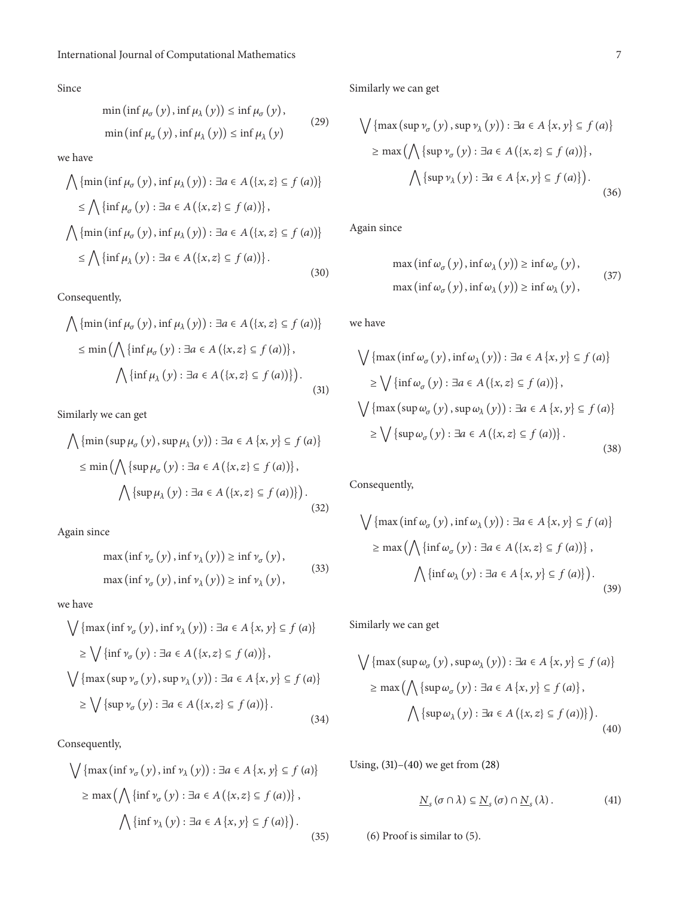Since

$$\min(\inf \mu_\sigma(y), \inf \mu_\lambda(y)) \leq \inf \mu_\sigma(y),$$
$$\min(\inf \mu_\sigma(y), \inf \mu_\lambda(y)) \leq \inf \mu_\lambda(y) \tag{29}$$

we have

$$\begin{aligned}
&\bigwedge \{\min(\inf \mu_\sigma(y), \inf \mu_\lambda(y)) : \exists a \in A(\{x,z\} \subseteq f(a))\} \\
&\quad \leq \bigwedge \{\inf \mu_\sigma(y) : \exists a \in A(\{x,z\} \subseteq f(a))\}, \\
&\bigwedge \{\min(\inf \mu_\sigma(y), \inf \mu_\lambda(y)) : \exists a \in A(\{x,z\} \subseteq f(a))\} \\
&\quad \leq \bigwedge \{\inf \mu_\lambda(y) : \exists a \in A(\{x,z\} \subseteq f(a))\}.
\end{aligned} \tag{30}$$

Consequently,

$$\begin{aligned}
&\bigwedge \{\min(\inf \mu_\sigma(y), \inf \mu_\lambda(y)) : \exists a \in A(\{x,z\} \subseteq f(a))\} \\
&\quad \leq \min\Big(\bigwedge \{\inf \mu_\sigma(y) : \exists a \in A(\{x,z\} \subseteq f(a))\}, \\
&\qquad \bigwedge \{\inf \mu_\lambda(y) : \exists a \in A(\{x,z\} \subseteq f(a))\}\Big).
\end{aligned} \tag{31}$$

Similarly we can get

$$\begin{aligned}
&\bigwedge \{\min(\sup \mu_\sigma(y), \sup \mu_\lambda(y)) : \exists a \in A\{x,y\} \subseteq f(a)\} \\
&\quad \leq \min\Big(\bigwedge \{\sup \mu_\sigma(y) : \exists a \in A(\{x,z\} \subseteq f(a))\}, \\
&\qquad \bigwedge \{\sup \mu_\lambda(y) : \exists a \in A(\{x,z\} \subseteq f(a))\}\Big).
\end{aligned} \tag{32}$$

Again since

$$\max(\inf \nu_\sigma(y), \inf \nu_\lambda(y)) \geq \inf \nu_\sigma(y),$$
$$\max(\inf \nu_\sigma(y), \inf \nu_\lambda(y)) \geq \inf \nu_\lambda(y), \tag{33}$$

we have

$$\begin{aligned}
&\bigvee \{\max(\inf \nu_\sigma(y), \inf \nu_\lambda(y)) : \exists a \in A\{x,y\} \subseteq f(a)\} \\
&\quad \geq \bigvee \{\inf \nu_\sigma(y) : \exists a \in A(\{x,z\} \subseteq f(a))\}, \\
&\bigvee \{\max(\sup \nu_\sigma(y), \sup \nu_\lambda(y)) : \exists a \in A\{x,y\} \subseteq f(a)\} \\
&\quad \geq \bigvee \{\sup \nu_\sigma(y) : \exists a \in A(\{x,z\} \subseteq f(a))\}.
\end{aligned} \tag{34}$$

Consequently,

$$\begin{aligned}
&\bigvee \{\max(\inf \nu_\sigma(y), \inf \nu_\lambda(y)) : \exists a \in A\{x,y\} \subseteq f(a)\} \\
&\quad \geq \max\Big(\bigwedge \{\inf \nu_\sigma(y) : \exists a \in A(\{x,z\} \subseteq f(a))\}, \\
&\qquad \bigwedge \{\inf \nu_\lambda(y) : \exists a \in A\{x,y\} \subseteq f(a)\}\Big).
\end{aligned} \tag{35}$$

Similarly we can get

$$\begin{aligned}
&\bigvee \{\max(\sup \nu_\sigma(y), \sup \nu_\lambda(y)) : \exists a \in A\{x,y\} \subseteq f(a)\} \\
&\quad \geq \max\Big(\bigwedge \{\sup \nu_\sigma(y) : \exists a \in A(\{x,z\} \subseteq f(a))\}, \\
&\qquad \bigwedge \{\sup \nu_\lambda(y) : \exists a \in A\{x,y\} \subseteq f(a)\}\Big).
\end{aligned} \tag{36}$$

Again since

$$\max(\inf \omega_\sigma(y), \inf \omega_\lambda(y)) \geq \inf \omega_\sigma(y),$$
$$\max(\inf \omega_\sigma(y), \inf \omega_\lambda(y)) \geq \inf \omega_\lambda(y), \tag{37}$$

we have

$$\begin{aligned}
&\bigvee \{\max(\inf \omega_\sigma(y), \inf \omega_\lambda(y)) : \exists a \in A\{x,y\} \subseteq f(a)\} \\
&\quad \geq \bigvee \{\inf \omega_\sigma(y) : \exists a \in A(\{x,z\} \subseteq f(a))\}, \\
&\bigvee \{\max(\sup \omega_\sigma(y), \sup \omega_\lambda(y)) : \exists a \in A\{x,y\} \subseteq f(a)\} \\
&\quad \geq \bigvee \{\sup \omega_\sigma(y) : \exists a \in A(\{x,z\} \subseteq f(a))\}.
\end{aligned} \tag{38}$$

Consequently,

$$\begin{aligned}
&\bigvee \{\max(\inf \omega_\sigma(y), \inf \omega_\lambda(y)) : \exists a \in A\{x,y\} \subseteq f(a)\} \\
&\quad \geq \max\Big(\bigwedge \{\inf \omega_\sigma(y) : \exists a \in A(\{x,z\} \subseteq f(a))\}, \\
&\qquad \bigwedge \{\inf \omega_\lambda(y) : \exists a \in A\{x,y\} \subseteq f(a)\}\Big).
\end{aligned} \tag{39}$$

Similarly we can get

$$\begin{aligned}
&\bigvee \{\max(\sup \omega_\sigma(y), \sup \omega_\lambda(y)) : \exists a \in A\{x,y\} \subseteq f(a)\} \\
&\quad \geq \max\Big(\bigwedge \{\sup \omega_\sigma(y) : \exists a \in A\{x,y\} \subseteq f(a)\}, \\
&\qquad \bigwedge \{\sup \omega_\lambda(y) : \exists a \in A(\{x,z\} \subseteq f(a))\}\Big).
\end{aligned} \tag{40}$$

Using, (31)–(40) we get from (28)

$$\underline{N}_s(\sigma \cap \lambda) \subseteq \underline{N}_s(\sigma) \cap \underline{N}_s(\lambda). \tag{41}$$

(6) Proof is similar to (5).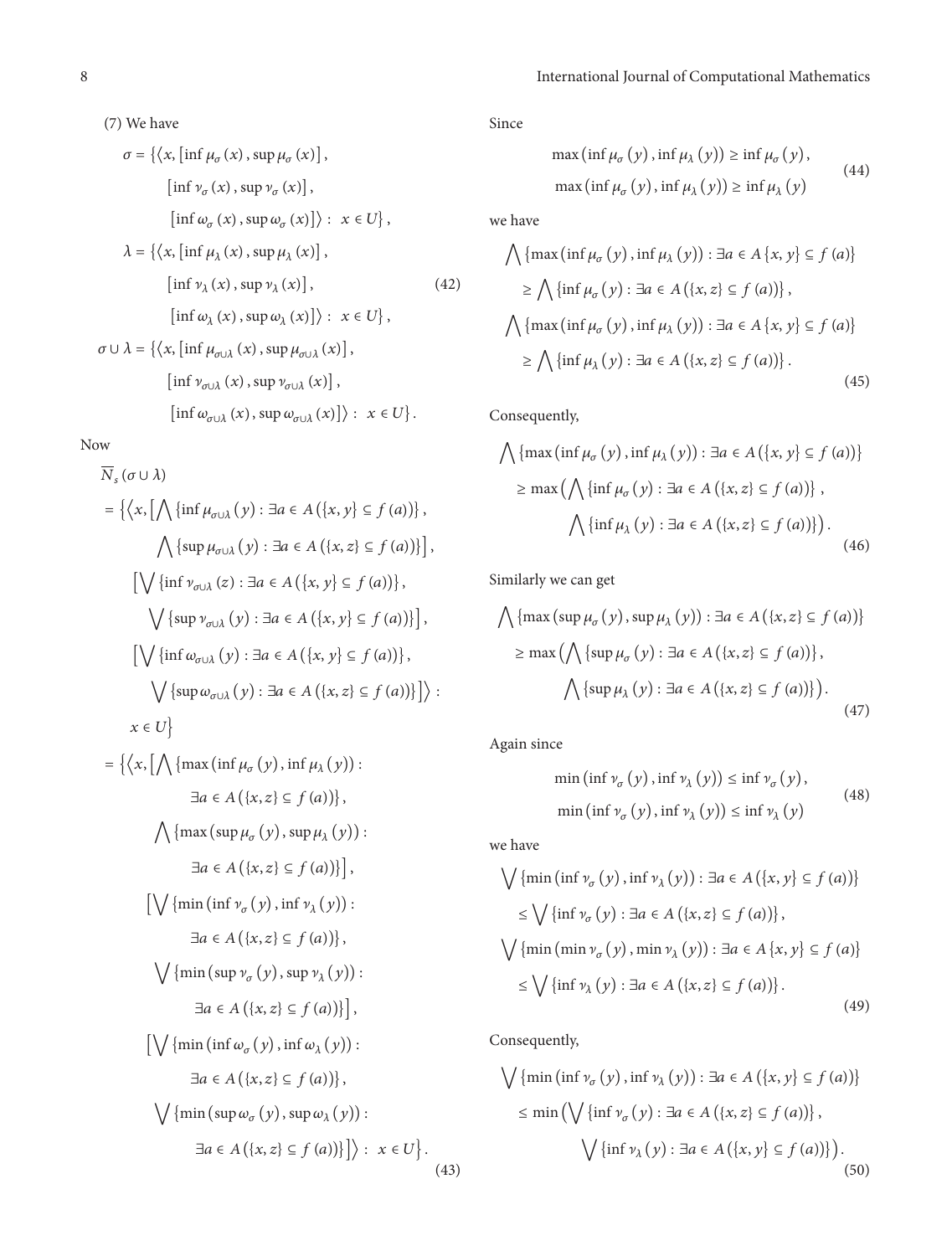(7) We have

$$\sigma = \{\langle x, [\inf \mu_\sigma(x), \sup \mu_\sigma(x)], [\inf \nu_\sigma(x), \sup \nu_\sigma(x)], [\inf \omega_\sigma(x), \sup \omega_\sigma(x)]\rangle : x \in U\},$$
$$\lambda = \{\langle x, [\inf \mu_\lambda(x), \sup \mu_\lambda(x)], [\inf \nu_\lambda(x), \sup \nu_\lambda(x)], [\inf \omega_\lambda(x), \sup \omega_\lambda(x)]\rangle : x \in U\},$$
$$\sigma \cup \lambda = \{\langle x, [\inf \mu_{\sigma\cup\lambda}(x), \sup \mu_{\sigma\cup\lambda}(x)], [\inf \nu_{\sigma\cup\lambda}(x), \sup \nu_{\sigma\cup\lambda}(x)], [\inf \omega_{\sigma\cup\lambda}(x), \sup \omega_{\sigma\cup\lambda}(x)]\rangle : x \in U\}. \tag{42}$$

Now

$$\begin{aligned}
&\overline{N}_s(\sigma \cup \lambda) \\
&= \Big\{\Big\langle x, \Big[\bigwedge \{\inf \mu_{\sigma\cup\lambda}(y) : \exists a \in A(\{x, y\} \subseteq f(a))\}, \bigwedge \{\sup \mu_{\sigma\cup\lambda}(y) : \exists a \in A(\{x, z\} \subseteq f(a))\}\Big], \\
&\quad \Big[\bigvee \{\inf \nu_{\sigma\cup\lambda}(z) : \exists a \in A(\{x, y\} \subseteq f(a))\}, \bigvee \{\sup \nu_{\sigma\cup\lambda}(y) : \exists a \in A(\{x, y\} \subseteq f(a))\}\Big], \\
&\quad \Big[\bigvee \{\inf \omega_{\sigma\cup\lambda}(y) : \exists a \in A(\{x, y\} \subseteq f(a))\}, \bigvee \{\sup \omega_{\sigma\cup\lambda}(y) : \exists a \in A(\{x, z\} \subseteq f(a))\}\Big]\Big\rangle : x \in U\Big\} \\
&= \Big\{\Big\langle x, \Big[\bigwedge \{\max(\inf \mu_\sigma(y), \inf \mu_\lambda(y)) : \exists a \in A(\{x, z\} \subseteq f(a))\}, \\
&\quad \bigwedge \{\max(\sup \mu_\sigma(y), \sup \mu_\lambda(y)) : \exists a \in A(\{x, z\} \subseteq f(a))\}\Big], \\
&\quad \Big[\bigvee \{\min(\inf \nu_\sigma(y), \inf \nu_\lambda(y)) : \exists a \in A(\{x, z\} \subseteq f(a))\}, \\
&\quad \bigvee \{\min(\sup \nu_\sigma(y), \sup \nu_\lambda(y)) : \exists a \in A(\{x, z\} \subseteq f(a))\}\Big], \\
&\quad \Big[\bigvee \{\min(\inf \omega_\sigma(y), \inf \omega_\lambda(y)) : \exists a \in A(\{x, z\} \subseteq f(a))\}, \\
&\quad \bigvee \{\min(\sup \omega_\sigma(y), \sup \omega_\lambda(y)) : \exists a \in A(\{x, z\} \subseteq f(a))\}\Big]\Big\rangle : x \in U\Big\}.
\end{aligned} \tag{43}$$

Since

$$\max(\inf \mu_\sigma(y), \inf \mu_\lambda(y)) \geq \inf \mu_\sigma(y), \quad \max(\inf \mu_\sigma(y), \inf \mu_\lambda(y)) \geq \inf \mu_\lambda(y) \tag{44}$$

we have

$$\begin{aligned}
&\bigwedge \{\max(\inf \mu_\sigma(y), \inf \mu_\lambda(y)) : \exists a \in A\{x, y\} \subseteq f(a)\} \geq \bigwedge \{\inf \mu_\sigma(y) : \exists a \in A(\{x, z\} \subseteq f(a))\}, \\
&\bigwedge \{\max(\inf \mu_\sigma(y), \inf \mu_\lambda(y)) : \exists a \in A\{x, y\} \subseteq f(a)\} \geq \bigwedge \{\inf \mu_\lambda(y) : \exists a \in A(\{x, z\} \subseteq f(a))\}.
\end{aligned} \tag{45}$$

Consequently,

$$\begin{aligned}
&\bigwedge \{\max(\inf \mu_\sigma(y), \inf \mu_\lambda(y)) : \exists a \in A(\{x, y\} \subseteq f(a))\} \\
&\geq \max\Big(\bigwedge \{\inf \mu_\sigma(y) : \exists a \in A(\{x, z\} \subseteq f(a))\}, \bigwedge \{\inf \mu_\lambda(y) : \exists a \in A(\{x, z\} \subseteq f(a))\}\Big).
\end{aligned} \tag{46}$$

Similarly we can get

$$\begin{aligned}
&\bigwedge \{\max(\sup \mu_\sigma(y), \sup \mu_\lambda(y)) : \exists a \in A(\{x, z\} \subseteq f(a))\} \\
&\geq \max\Big(\bigwedge \{\sup \mu_\sigma(y) : \exists a \in A(\{x, z\} \subseteq f(a))\}, \bigwedge \{\sup \mu_\lambda(y) : \exists a \in A(\{x, z\} \subseteq f(a))\}\Big).
\end{aligned} \tag{47}$$

Again since

$$\min(\inf \nu_\sigma(y), \inf \nu_\lambda(y)) \leq \inf \nu_\sigma(y), \quad \min(\inf \nu_\sigma(y), \inf \nu_\lambda(y)) \leq \inf \nu_\lambda(y) \tag{48}$$

we have

$$\begin{aligned}
&\bigvee \{\min(\inf \nu_\sigma(y), \inf \nu_\lambda(y)) : \exists a \in A(\{x, y\} \subseteq f(a))\} \leq \bigvee \{\inf \nu_\sigma(y) : \exists a \in A(\{x, z\} \subseteq f(a))\}, \\
&\bigvee \{\min(\min \nu_\sigma(y), \min \nu_\lambda(y)) : \exists a \in A\{x, y\} \subseteq f(a)\} \leq \bigvee \{\inf \nu_\lambda(y) : \exists a \in A(\{x, z\} \subseteq f(a))\}.
\end{aligned} \tag{49}$$

Consequently,

$$\begin{aligned}
&\bigvee \{\min(\inf \nu_\sigma(y), \inf \nu_\lambda(y)) : \exists a \in A(\{x, y\} \subseteq f(a))\} \\
&\leq \min\Big(\bigvee \{\inf \nu_\sigma(y) : \exists a \in A(\{x, z\} \subseteq f(a))\}, \bigvee \{\inf \nu_\lambda(y) : \exists a \in A(\{x, y\} \subseteq f(a))\}\Big).
\end{aligned} \tag{50}$$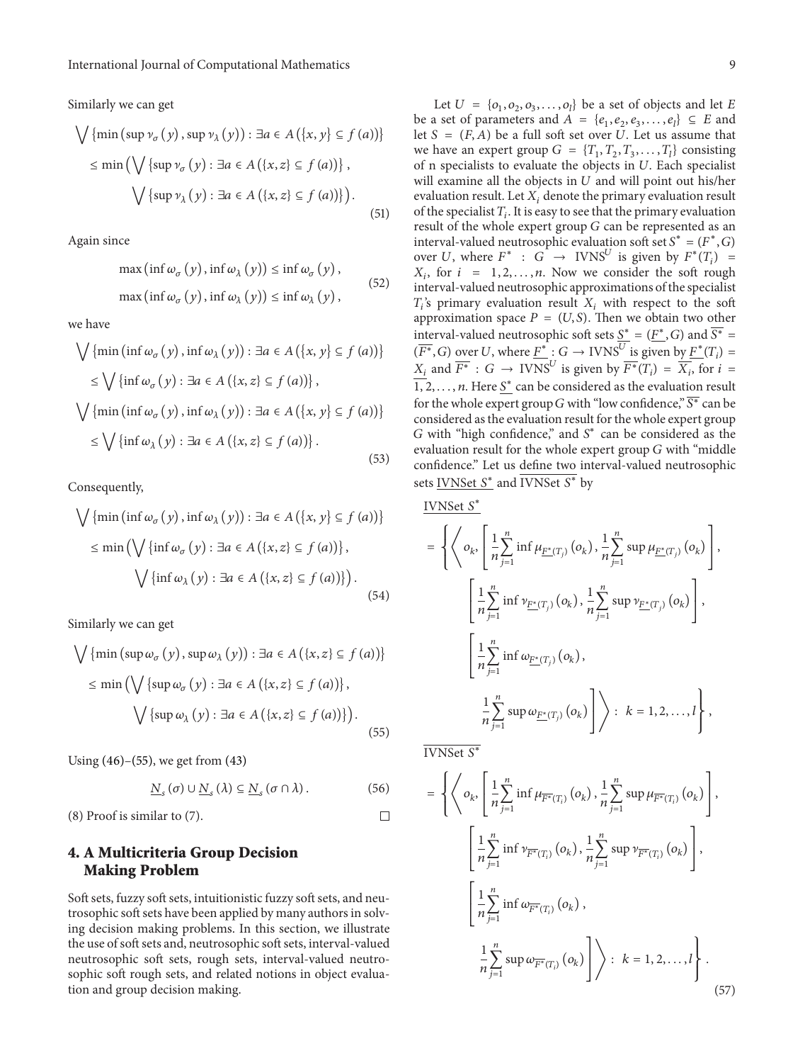Similarly we can get

$$\bigvee \{\min(\sup \nu_\sigma(y), \sup \nu_\lambda(y)) : \exists a \in A(\{x,y\} \subseteq f(a))\}$$
$$\leq \min\Big(\bigvee \{\sup \nu_\sigma(y) : \exists a \in A(\{x,z\} \subseteq f(a))\},$$
$$\bigvee \{\sup \nu_\lambda(y) : \exists a \in A(\{x,z\} \subseteq f(a))\}\Big). \tag{51}$$

Again since

$$\max(\inf \omega_\sigma(y), \inf \omega_\lambda(y)) \leq \inf \omega_\sigma(y),$$
$$\max(\inf \omega_\sigma(y), \inf \omega_\lambda(y)) \leq \inf \omega_\lambda(y), \tag{52}$$

we have

$$\bigvee \{\min(\inf \omega_\sigma(y), \inf \omega_\lambda(y)) : \exists a \in A(\{x,y\} \subseteq f(a))\}$$
$$\leq \bigvee \{\inf \omega_\sigma(y) : \exists a \in A(\{x,z\} \subseteq f(a))\},$$
$$\bigvee \{\min(\inf \omega_\sigma(y), \inf \omega_\lambda(y)) : \exists a \in A(\{x,y\} \subseteq f(a))\}$$
$$\leq \bigvee \{\inf \omega_\lambda(y) : \exists a \in A(\{x,z\} \subseteq f(a))\}. \tag{53}$$

Consequently,

$$\bigvee \{\min(\inf \omega_\sigma(y), \inf \omega_\lambda(y)) : \exists a \in A(\{x,y\} \subseteq f(a))\}$$
$$\leq \min\Big(\bigvee \{\inf \omega_\sigma(y) : \exists a \in A(\{x,z\} \subseteq f(a))\},$$
$$\bigvee \{\inf \omega_\lambda(y) : \exists a \in A(\{x,z\} \subseteq f(a))\}\Big). \tag{54}$$

Similarly we can get

$$\bigvee \{\min(\sup \omega_\sigma(y), \sup \omega_\lambda(y)) : \exists a \in A(\{x,z\} \subseteq f(a))\}$$
$$\leq \min\Big(\bigvee \{\sup \omega_\sigma(y) : \exists a \in A(\{x,z\} \subseteq f(a))\},$$
$$\bigvee \{\sup \omega_\lambda(y) : \exists a \in A(\{x,z\} \subseteq f(a))\}\Big). \tag{55}$$

Using (46)–(55), we get from (43)

$$\underline{N}_s(\sigma) \cup \underline{N}_s(\lambda) \subseteq \underline{N}_s(\sigma \cap \lambda). \tag{56}$$

(8) Proof is similar to (7). □

## 4. A Multicriteria Group Decision Making Problem

Soft sets, fuzzy soft sets, intuitionistic fuzzy soft sets, and neutrosophic soft sets have been applied by many authors in solving decision making problems. In this section, we illustrate the use of soft sets and, neutrosophic soft sets, interval-valued neutrosophic soft sets, rough sets, interval-valued neutrosophic soft rough sets, and related notions in object evaluation and group decision making.

Let $U = \{o_1, o_2, o_3, \ldots, o_l\}$ be a set of objects and let $E$ be a set of parameters and $A = \{e_1, e_2, e_3, \ldots, e_l\} \subseteq E$ and let $S = (F, A)$ be a full soft set over $U$. Let us assume that we have an expert group $G = \{T_1, T_2, T_3, \ldots, T_l\}$ consisting of n specialists to evaluate the objects in $U$. Each specialist will examine all the objects in $U$ and will point out his/her evaluation result. Let $X_i$ denote the primary evaluation result of the specialist $T_i$. It is easy to see that the primary evaluation result of the whole expert group $G$ can be represented as an interval-valued neutrosophic evaluation soft set $S^* = (F^*, G)$ over $U$, where $F^* : G \to \text{IVNS}^U$ is given by $F^*(T_i) = X_i$, for $i = 1, 2, \ldots, n$. Now we consider the soft rough interval-valued neutrosophic approximations of the specialist $T_i$'s primary evaluation result $X_i$ with respect to the soft approximation space $P = (U, S)$. Then we obtain two other interval-valued neutrosophic soft sets $\underline{S^*} = (\underline{F^*}, G)$ and $\overline{S^*} = (\overline{F^*}, G)$ over $U$, where $\underline{F^*} : G \to \text{IVNS}^U$ is given by $\underline{F^*}(T_i) = \underline{X_i}$ and $\overline{F^*} : G \to \text{IVNS}^U$ is given by $\overline{F^*}(T_i) = \overline{X_i}$, for $i = 1, 2, \ldots, n$. Here $\underline{S^*}$ can be considered as the evaluation result for the whole expert group $G$ with "low confidence," $\overline{S^*}$ can be considered as the evaluation result for the whole expert group $G$ with "high confidence," and $S^*$ can be considered as the evaluation result for the whole expert group $G$ with "middle confidence." Let us define two interval-valued neutrosophic sets $\underline{\text{IVNSet } S^*}$ and $\overline{\text{IVNSet } S^*}$ by

$$\underline{\text{IVNSet } S^*}$$
$$= \Bigg\{ \Bigg\langle o_k, \left[ \frac{1}{n}\sum_{j=1}^{n} \inf \mu_{\underline{F^*}(T_j)}(o_k), \frac{1}{n}\sum_{j=1}^{n} \sup \mu_{\underline{F^*}(T_j)}(o_k) \right],$$
$$\left[ \frac{1}{n}\sum_{j=1}^{n} \inf \nu_{\underline{F^*}(T_j)}(o_k), \frac{1}{n}\sum_{j=1}^{n} \sup \nu_{\underline{F^*}(T_j)}(o_k) \right],$$
$$\left[ \frac{1}{n}\sum_{j=1}^{n} \inf \omega_{\underline{F^*}(T_j)}(o_k), \frac{1}{n}\sum_{j=1}^{n} \sup \omega_{\underline{F^*}(T_j)}(o_k) \right] \Bigg\rangle : k = 1, 2, \ldots, l \Bigg\},$$

$$\overline{\text{IVNSet } S^*}$$
$$= \Bigg\{ \Bigg\langle o_k, \left[ \frac{1}{n}\sum_{j=1}^{n} \inf \mu_{\overline{F^*}(T_i)}(o_k), \frac{1}{n}\sum_{j=1}^{n} \sup \mu_{\overline{F^*}(T_i)}(o_k) \right],$$
$$\left[ \frac{1}{n}\sum_{j=1}^{n} \inf \nu_{\overline{F^*}(T_i)}(o_k), \frac{1}{n}\sum_{j=1}^{n} \sup \nu_{\overline{F^*}(T_i)}(o_k) \right],$$
$$\left[ \frac{1}{n}\sum_{j=1}^{n} \inf \omega_{\overline{F^*}(T_i)}(o_k), \frac{1}{n}\sum_{j=1}^{n} \sup \omega_{\overline{F^*}(T_i)}(o_k) \right] \Bigg\rangle : k = 1, 2, \ldots, l \Bigg\}. \tag{57}$$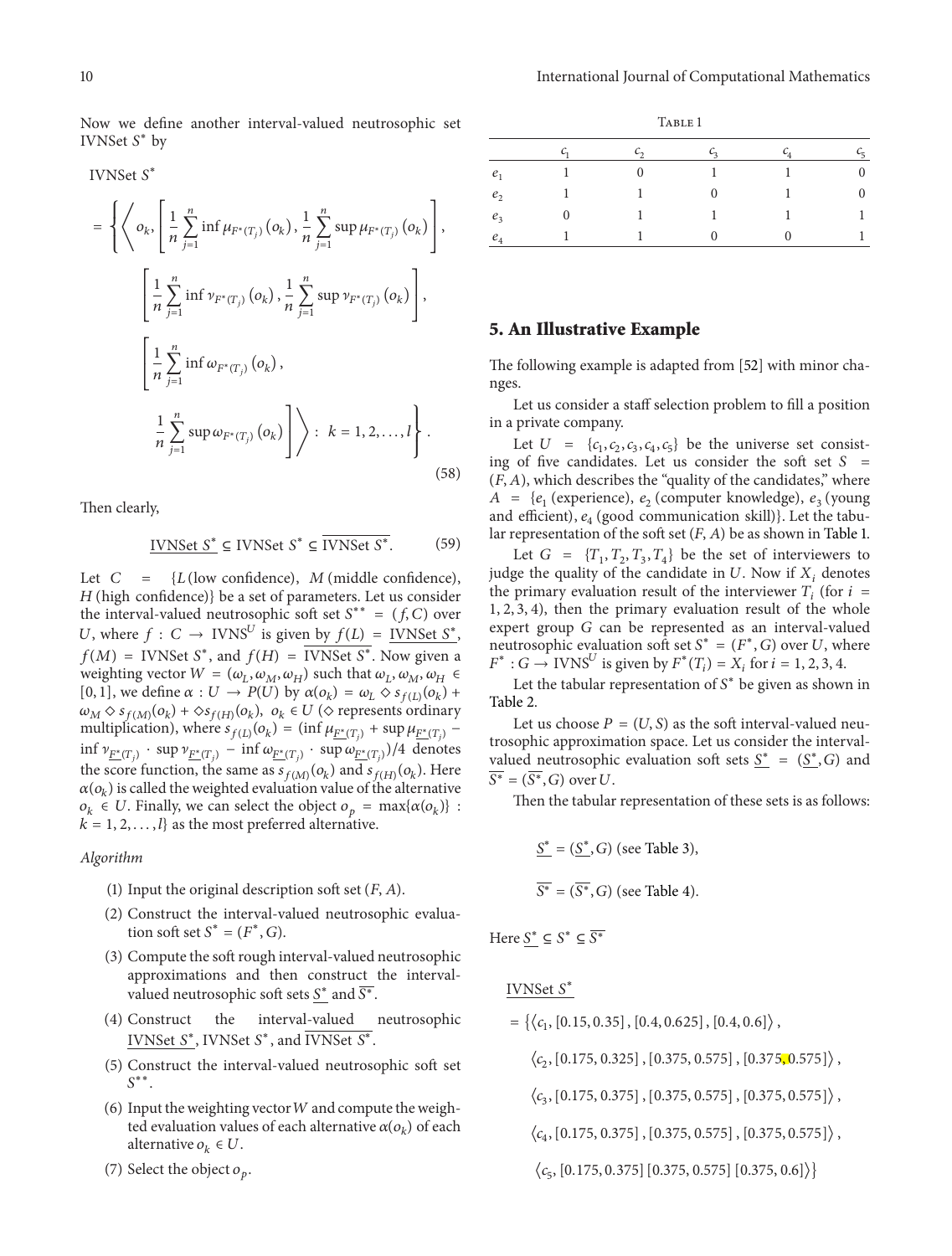Now we define another interval-valued neutrosophic set IVNSet $S^*$ by

$$
\begin{aligned}
&\text{IVNSet } S^* \\
&= \Bigg\{ \Bigg\langle o_k, \left[ \frac{1}{n} \sum_{j=1}^{n} \inf \mu_{F^*(T_j)}(o_k), \frac{1}{n} \sum_{j=1}^{n} \sup \mu_{F^*(T_j)}(o_k) \right], \\
&\quad \left[ \frac{1}{n} \sum_{j=1}^{n} \inf \nu_{F^*(T_j)}(o_k), \frac{1}{n} \sum_{j=1}^{n} \sup \nu_{F^*(T_j)}(o_k) \right], \\
&\quad \left[ \frac{1}{n} \sum_{j=1}^{n} \inf \omega_{F^*(T_j)}(o_k), \right. \\
&\quad \left. \frac{1}{n} \sum_{j=1}^{n} \sup \omega_{F^*(T_j)}(o_k) \right] \Bigg\rangle : k = 1, 2, \ldots, l \Bigg\}.
\end{aligned}
\tag{58}
$$

Then clearly,

$$
\underline{\text{IVNSet } S^*} \subseteq \text{IVNSet } S^* \subseteq \overline{\text{IVNSet } S^*}. \tag{59}
$$

Let $C = \{L\,(\text{low confidence}),\ M\,(\text{middle confidence}),\ H\,(\text{high confidence})\}$ be a set of parameters. Let us consider the interval-valued neutrosophic soft set $S^{**} = (f, C)$ over $U$, where $f : C \to \text{IVNS}^U$ is given by $f(L) = \underline{\text{IVNSet } S^*}$, $f(M) = \text{IVNSet } S^*$, and $f(H) = \overline{\text{IVNSet } S^*}$. Now given a weighting vector $W = (\omega_L, \omega_M, \omega_H)$ such that $\omega_L, \omega_M, \omega_H \in [0, 1]$, we define $\alpha : U \to P(U)$ by $\alpha(o_k) = \omega_L \diamond s_{f(L)}(o_k) + \omega_M \diamond s_{f(M)}(o_k) + \diamond s_{f(H)}(o_k)$, $o_k \in U$ ($\diamond$ represents ordinary multiplication), where $s_{f(L)}(o_k) = (\inf \mu_{\underline{F^*}(T_j)} + \sup \mu_{\underline{F^*}(T_j)} - \inf \nu_{\underline{F^*}(T_j)} \cdot \sup \nu_{\underline{F^*}(T_j)} - \inf \omega_{\underline{F^*}(T_j)} \cdot \sup \omega_{\underline{F^*}(T_j)})/4$ denotes the score function, the same as $s_{f(M)}(o_k)$ and $s_{f(H)}(o_k)$. Here $\alpha(o_k)$ is called the weighted evaluation value of the alternative $o_k \in U$. Finally, we can select the object $o_p = \max\{\alpha(o_k)\} : k = 1, 2, \ldots, l\}$ as the most preferred alternative.

*Algorithm*

(1) Input the original description soft set $(F, A)$.

(2) Construct the interval-valued neutrosophic evaluation soft set $S^* = (F^*, G)$.

(3) Compute the soft rough interval-valued neutrosophic approximations and then construct the interval-valued neutrosophic soft sets $\underline{S^*}$ and $\overline{S^*}$.

(4) Construct the interval-valued neutrosophic $\underline{\text{IVNSet } S^*}$, IVNSet $S^*$, and $\overline{\text{IVNSet } S^*}$.

(5) Construct the interval-valued neutrosophic soft set $S^{**}$.

(6) Input the weighting vector $W$ and compute the weighted evaluation values of each alternative $\alpha(o_k)$ of each alternative $o_k \in U$.

(7) Select the object $o_p$.

Table 1

| | $c_1$ | $c_2$ | $c_3$ | $c_4$ | $c_5$ |
|---|---|---|---|---|---|
| $e_1$ | 1 | 0 | 1 | 1 | 0 |
| $e_2$ | 1 | 1 | 0 | 1 | 0 |
| $e_3$ | 0 | 1 | 1 | 1 | 1 |
| $e_4$ | 1 | 1 | 0 | 0 | 1 |

## 5. An Illustrative Example

The following example is adapted from [52] with minor changes.

Let us consider a staff selection problem to fill a position in a private company.

Let $U = \{c_1, c_2, c_3, c_4, c_5\}$ be the universe set consisting of five candidates. Let us consider the soft set $S = (F, A)$, which describes the "quality of the candidates," where $A = \{e_1\,(\text{experience}), e_2\,(\text{computer knowledge}), e_3\,(\text{young and efficient}), e_4\,(\text{good communication skill})\}$. Let the tabular representation of the soft set $(F, A)$ be as shown in Table 1.

Let $G = \{T_1, T_2, T_3, T_4\}$ be the set of interviewers to judge the quality of the candidate in $U$. Now if $X_i$ denotes the primary evaluation result of the interviewer $T_i$ (for $i = 1, 2, 3, 4$), then the primary evaluation result of the whole expert group $G$ can be represented as an interval-valued neutrosophic evaluation soft set $S^* = (F^*, G)$ over $U$, where $F^* : G \to \text{IVNS}^U$ is given by $F^*(T_i) = X_i$ for $i = 1, 2, 3, 4$.

Let the tabular representation of $S^*$ be given as shown in Table 2.

Let us choose $P = (U, S)$ as the soft interval-valued neutrosophic approximation space. Let us consider the interval-valued neutrosophic evaluation soft sets $\underline{S^*} = (\underline{S^*}, G)$ and $\overline{S^*} = (\overline{S^*}, G)$ over $U$.

Then the tabular representation of these sets is as follows:

$\underline{S^*} = (\underline{S^*}, G)$ (see Table 3),

$\overline{S^*} = (\overline{S^*}, G)$ (see Table 4).

Here $\underline{S^*} \subseteq S^* \subseteq \overline{S^*}$

$$
\begin{aligned}
&\underline{\text{IVNSet } S^*} \\
&= \{\langle c_1, [0.15, 0.35], [0.4, 0.625], [0.4, 0.6] \rangle, \\
&\quad \langle c_2, [0.175, 0.325], [0.375, 0.575], [0.375, 0.575] \rangle, \\
&\quad \langle c_3, [0.175, 0.375], [0.375, 0.575], [0.375, 0.575] \rangle, \\
&\quad \langle c_4, [0.175, 0.375], [0.375, 0.575], [0.375, 0.575] \rangle, \\
&\quad \langle c_5, [0.175, 0.375]\, [0.375, 0.575]\, [0.375, 0.6] \rangle \}
\end{aligned}
$$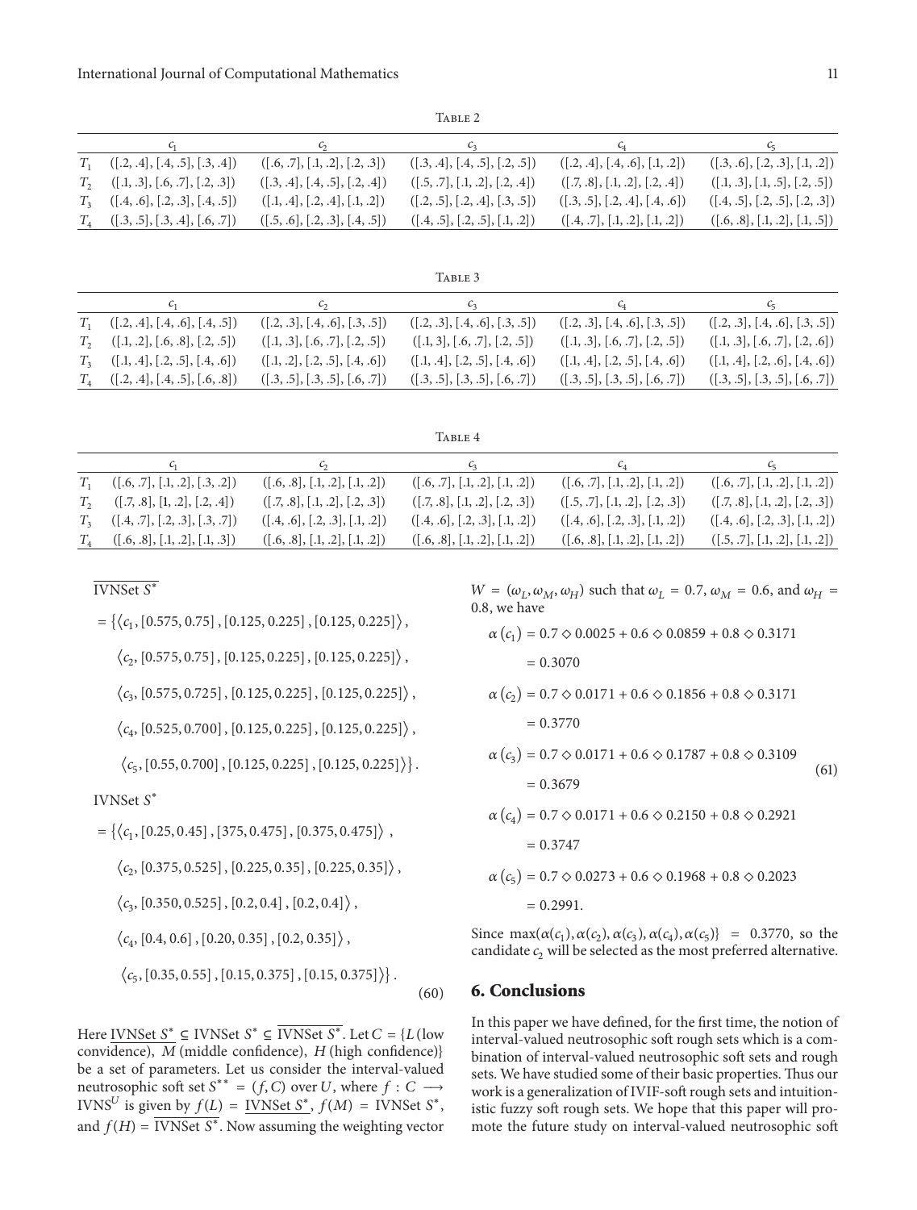Table 2

| | $c_1$ | $c_2$ | $c_3$ | $c_4$ | $c_5$ |
|---|---|---|---|---|---|
| $T_1$ | ([.2, .4], [.4, .5], [.3, .4]) | ([.6, .7], [.1, .2], [.2, .3]) | ([.3, .4], [.4, .5], [.2, .5]) | ([.2, .4], [.4, .6], [.1, .2]) | ([.3, .6], [.2, .3], [.1, .2]) |
| $T_2$ | ([.1, .3], [.6, .7], [.2, .3]) | ([.3, .4], [.4, .5], [.2, .4]) | ([.5, .7], [.1, .2], [.2, .4]) | ([.7, .8], [.1, .2], [.2, .4]) | ([.1, .3], [.1, .5], [.2, .5]) |
| $T_3$ | ([.4, .6], [.2, .3], [.4, .5]) | ([.1, .4], [.2, .4], [.1, .2]) | ([.2, .5], [.2, .4], [.3, .5]) | ([.3, .5], [.2, .4], [.4, .6]) | ([.4, .5], [.2, .5], [.2, .3]) |
| $T_4$ | ([.3, .5], [.3, .4], [.6, .7]) | ([.5, .6], [.2, .3], [.4, .5]) | ([.4, .5], [.2, .5], [.1, .2]) | ([.4, .7], [.1, .2], [.1, .2]) | ([.6, .8], [.1, .2], [.1, .5]) |

Table 3

| | $c_1$ | $c_2$ | $c_3$ | $c_4$ | $c_5$ |
|---|---|---|---|---|---|
| $T_1$ | ([.2, .4], [.4, .6], [.4, .5]) | ([.2, .3], [.4, .6], [.3, .5]) | ([.2, .3], [.4, .6], [.3, .5]) | ([.2, .3], [.4, .6], [.3, .5]) | ([.2, .3], [.4, .6], [.3, .5]) |
| $T_2$ | ([.1, .2], [.6, .8], [.2, .5]) | ([.1, .3], [.6, .7], [.2, .5]) | ([.1, 3], [.6, .7], [.2, .5]) | ([.1, .3], [.6, .7], [.2, .5]) | ([.1, .3], [.6, .7], [.2, .6]) |
| $T_3$ | ([.1, .4], [.2, .5], [.4, .6]) | ([.1, .2], [.2, .5], [.4, .6]) | ([.1, .4], [.2, .5], [.4, .6]) | ([.1, .4], [.2, .5], [.4, .6]) | ([.1, .4], [.2, .6], [.4, .6]) |
| $T_4$ | ([.2, .4], [.4, .5], [.6, .8]) | ([.3, .5], [.3, .5], [.6, .7]) | ([.3, .5], [.3, .5], [.6, .7]) | ([.3, .5], [.3, .5], [.6, .7]) | ([.3, .5], [.3, .5], [.6, .7]) |

Table 4

| | $c_1$ | $c_2$ | $c_3$ | $c_4$ | $c_5$ |
|---|---|---|---|---|---|
| $T_1$ | ([.6, .7], [.1, .2], [.3, .2]) | ([.6, .8], [.1, .2], [.1, .2]) | ([.6, .7], [.1, .2], [.1, .2]) | ([.6, .7], [.1, .2], [.1, .2]) | ([.6, .7], [.1, .2], [.1, .2]) |
| $T_2$ | ([.7, .8], [1, .2], [.2, .4]) | ([.7, .8], [.1, .2], [.2, .3]) | ([.7, .8], [.1, .2], [.2, .3]) | ([.5, .7], [.1, .2], [.2, .3]) | ([.7, .8], [.1, .2], [.2, .3]) |
| $T_3$ | ([.4, .7], [.2, .3], [.3, .7]) | ([.4, .6], [.2, .3], [.1, .2]) | ([.4, .6], [.2, .3], [.1, .2]) | ([.4, .6], [.2, .3], [.1, .2]) | ([.4, .6], [.2, .3], [.1, .2]) |
| $T_4$ | ([.6, .8], [.1, .2], [.1, .3]) | ([.6, .8], [.1, .2], [.1, .2]) | ([.6, .8], [.1, .2], [.1, .2]) | ([.6, .8], [.1, .2], [.1, .2]) | ([.5, .7], [.1, .2], [.1, .2]) |

$$
\begin{aligned}
&\overline{\text{IVNSet } S^*} \\
&= \{\langle c_1, [0.575, 0.75], [0.125, 0.225], [0.125, 0.225]\rangle, \\
&\quad \langle c_2, [0.575, 0.75], [0.125, 0.225], [0.125, 0.225]\rangle, \\
&\quad \langle c_3, [0.575, 0.725], [0.125, 0.225], [0.125, 0.225]\rangle, \\
&\quad \langle c_4, [0.525, 0.700], [0.125, 0.225], [0.125, 0.225]\rangle, \\
&\quad \langle c_5, [0.55, 0.700], [0.125, 0.225], [0.125, 0.225]\rangle\}. \\
&\text{IVNSet } S^* \\
&= \{\langle c_1, [0.25, 0.45], [375, 0.475], [0.375, 0.475]\rangle, \\
&\quad \langle c_2, [0.375, 0.525], [0.225, 0.35], [0.225, 0.35]\rangle, \\
&\quad \langle c_3, [0.350, 0.525], [0.2, 0.4], [0.2, 0.4]\rangle, \\
&\quad \langle c_4, [0.4, 0.6], [0.20, 0.35], [0.2, 0.35]\rangle, \\
&\quad \langle c_5, [0.35, 0.55], [0.15, 0.375], [0.15, 0.375]\rangle\}.
\end{aligned} \tag{60}
$$

Here $\underline{\text{IVNSet } S^*} \subseteq \text{IVNSet } S^* \subseteq \overline{\text{IVNSet } S^*}$. Let $C = \{L$ (low convidence), $M$ (middle confidence), $H$ (high confidence)$\}$ be a set of parameters. Let us consider the interval-valued neutrosophic soft set $S^{**} = (f, C)$ over $U$, where $f : C \longrightarrow \text{IVNS}^U$ is given by $f(L) = \underline{\text{IVNSet } S^*}$, $f(M) = \text{IVNSet } S^*$, and $f(H) = \overline{\text{IVNSet } S^*}$. Now assuming the weighting vector $W = (\omega_L, \omega_M, \omega_H)$ such that $\omega_L = 0.7$, $\omega_M = 0.6$, and $\omega_H = 0.8$, we have

$$
\begin{aligned}
\alpha(c_1) &= 0.7 \diamond 0.0025 + 0.6 \diamond 0.0859 + 0.8 \diamond 0.3171 \\
&= 0.3070 \\
\alpha(c_2) &= 0.7 \diamond 0.0171 + 0.6 \diamond 0.1856 + 0.8 \diamond 0.3171 \\
&= 0.3770 \\
\alpha(c_3) &= 0.7 \diamond 0.0171 + 0.6 \diamond 0.1787 + 0.8 \diamond 0.3109 \\
&= 0.3679 \\
\alpha(c_4) &= 0.7 \diamond 0.0171 + 0.6 \diamond 0.2150 + 0.8 \diamond 0.2921 \\
&= 0.3747 \\
\alpha(c_5) &= 0.7 \diamond 0.0273 + 0.6 \diamond 0.1968 + 0.8 \diamond 0.2023 \\
&= 0.2991.
\end{aligned} \tag{61}
$$

Since $\max(\alpha(c_1), \alpha(c_2), \alpha(c_3), \alpha(c_4), \alpha(c_5)\} = 0.3770$, so the candidate $c_2$ will be selected as the most preferred alternative.

## 6. Conclusions

In this paper we have defined, for the first time, the notion of interval-valued neutrosophic soft rough sets which is a combination of interval-valued neutrosophic soft sets and rough sets. We have studied some of their basic properties. Thus our work is a generalization of IVIF-soft rough sets and intuitionistic fuzzy soft rough sets. We hope that this paper will promote the future study on interval-valued neutrosophic soft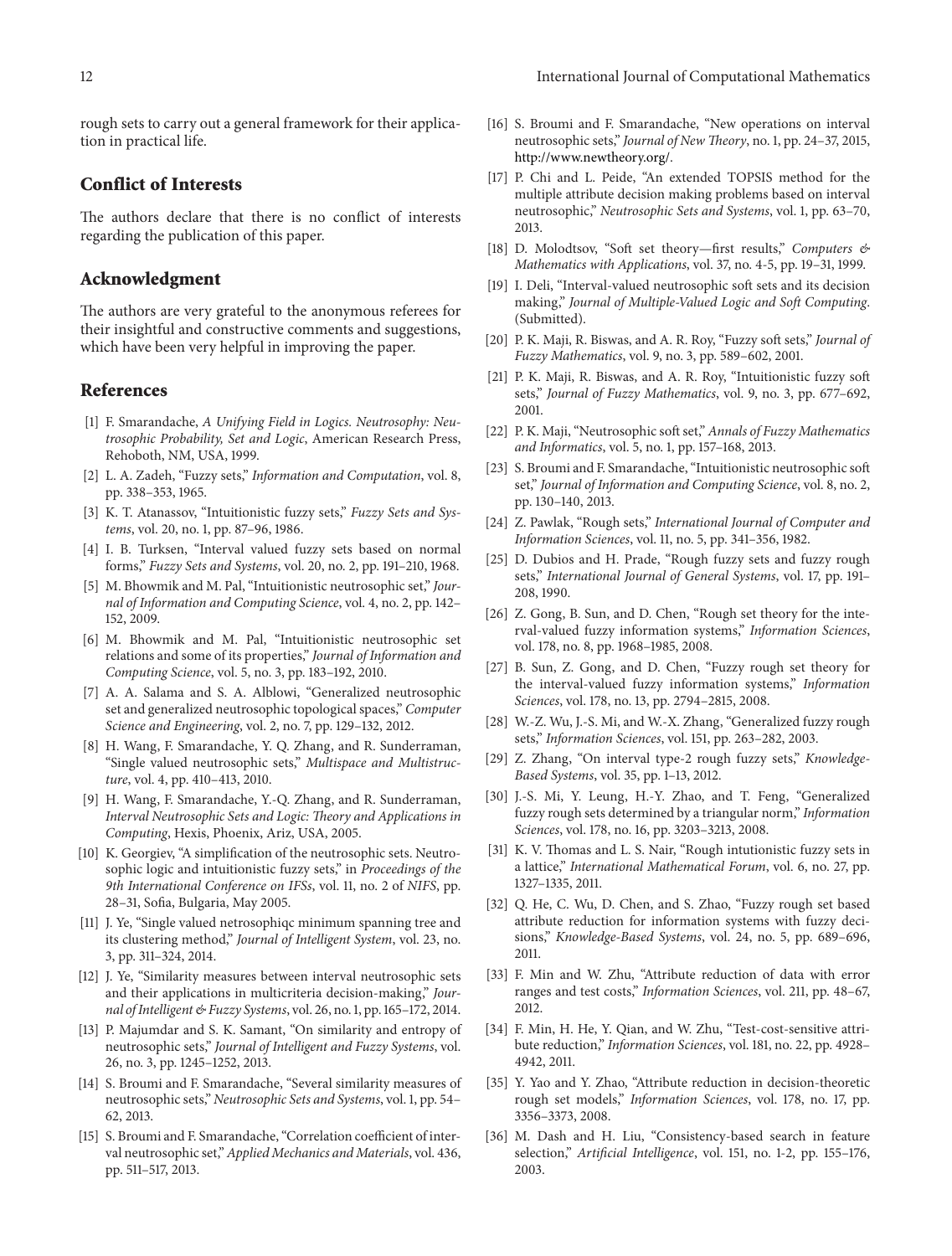rough sets to carry out a general framework for their application in practical life.

## Conflict of Interests

The authors declare that there is no conflict of interests regarding the publication of this paper.

## Acknowledgment

The authors are very grateful to the anonymous referees for their insightful and constructive comments and suggestions, which have been very helpful in improving the paper.

## References

[1] F. Smarandache, *A Unifying Field in Logics. Neutrosophy: Neutrosophic Probability, Set and Logic*, American Research Press, Rehoboth, NM, USA, 1999.

[2] L. A. Zadeh, "Fuzzy sets," *Information and Computation*, vol. 8, pp. 338–353, 1965.

[3] K. T. Atanassov, "Intuitionistic fuzzy sets," *Fuzzy Sets and Systems*, vol. 20, no. 1, pp. 87–96, 1986.

[4] I. B. Turksen, "Interval valued fuzzy sets based on normal forms," *Fuzzy Sets and Systems*, vol. 20, no. 2, pp. 191–210, 1986.

[5] M. Bhowmik and M. Pal, "Intuitionistic neutrosophic set," *Journal of Information and Computing Science*, vol. 4, no. 2, pp. 142–152, 2009.

[6] M. Bhowmik and M. Pal, "Intuitionistic neutrosophic set relations and some of its properties," *Journal of Information and Computing Science*, vol. 5, no. 3, pp. 183–192, 2010.

[7] A. A. Salama and S. A. Alblowi, "Generalized neutrosophic set and generalized neutrosophic topological spaces," *Computer Science and Engineering*, vol. 2, no. 7, pp. 129–132, 2012.

[8] H. Wang, F. Smarandache, Y. Q. Zhang, and R. Sunderraman, "Single valued neutrosophic sets," *Multispace and Multistructure*, vol. 4, pp. 410–413, 2010.

[9] H. Wang, F. Smarandache, Y.-Q. Zhang, and R. Sunderraman, *Interval Neutrosophic Sets and Logic: Theory and Applications in Computing*, Hexis, Phoenix, Ariz, USA, 2005.

[10] K. Georgiev, "A simplification of the neutrosophic sets. Neutrosophic logic and intuitionistic fuzzy sets," in *Proceedings of the 9th International Conference on IFSs*, vol. 11, no. 2 of *NIFS*, pp. 28–31, Sofia, Bulgaria, May 2005.

[11] J. Ye, "Single valued netrosophiqc minimum spanning tree and its clustering method," *Journal of Intelligent System*, vol. 23, no. 3, pp. 311–324, 2014.

[12] J. Ye, "Similarity measures between interval neutrosophic sets and their applications in multicriteria decision-making," *Journal of Intelligent & Fuzzy Systems*, vol. 26, no. 1, pp. 165–172, 2014.

[13] P. Majumdar and S. K. Samant, "On similarity and entropy of neutrosophic sets," *Journal of Intelligent and Fuzzy Systems*, vol. 26, no. 3, pp. 1245–1252, 2013.

[14] S. Broumi and F. Smarandache, "Several similarity measures of neutrosophic sets," *Neutrosophic Sets and Systems*, vol. 1, pp. 54–62, 2013.

[15] S. Broumi and F. Smarandache, "Correlation coefficient of interval neutrosophic set," *Applied Mechanics and Materials*, vol. 436, pp. 511–517, 2013.

[16] S. Broumi and F. Smarandache, "New operations on interval neutrosophic sets," *Journal of New Theory*, no. 1, pp. 24–37, 2015, http://www.newtheory.org/.

[17] P. Chi and L. Peide, "An extended TOPSIS method for the multiple attribute decision making problems based on interval neutrosophic," *Neutrosophic Sets and Systems*, vol. 1, pp. 63–70, 2013.

[18] D. Molodtsov, "Soft set theory—first results," *Computers & Mathematics with Applications*, vol. 37, no. 4-5, pp. 19–31, 1999.

[19] I. Deli, "Interval-valued neutrosophic soft sets and its decision making," *Journal of Multiple-Valued Logic and Soft Computing*. (Submitted).

[20] P. K. Maji, R. Biswas, and A. R. Roy, "Fuzzy soft sets," *Journal of Fuzzy Mathematics*, vol. 9, no. 3, pp. 589–602, 2001.

[21] P. K. Maji, R. Biswas, and A. R. Roy, "Intuitionistic fuzzy soft sets," *Journal of Fuzzy Mathematics*, vol. 9, no. 3, pp. 677–692, 2001.

[22] P. K. Maji, "Neutrosophic soft set," *Annals of Fuzzy Mathematics and Informatics*, vol. 5, no. 1, pp. 157–168, 2013.

[23] S. Broumi and F. Smarandache, "Intuitionistic neutrosophic soft set," *Journal of Information and Computing Science*, vol. 8, no. 2, pp. 130–140, 2013.

[24] Z. Pawlak, "Rough sets," *International Journal of Computer and Information Sciences*, vol. 11, no. 5, pp. 341–356, 1982.

[25] D. Dubios and H. Prade, "Rough fuzzy sets and fuzzy rough sets," *International Journal of General Systems*, vol. 17, pp. 191–208, 1990.

[26] Z. Gong, B. Sun, and D. Chen, "Rough set theory for the interval-valued fuzzy information systems," *Information Sciences*, vol. 178, no. 8, pp. 1968–1985, 2008.

[27] B. Sun, Z. Gong, and D. Chen, "Fuzzy rough set theory for the interval-valued fuzzy information systems," *Information Sciences*, vol. 178, no. 13, pp. 2794–2815, 2008.

[28] W.-Z. Wu, J.-S. Mi, and W.-X. Zhang, "Generalized fuzzy rough sets," *Information Sciences*, vol. 151, pp. 263–282, 2003.

[29] Z. Zhang, "On interval type-2 rough fuzzy sets," *Knowledge-Based Systems*, vol. 35, pp. 1–13, 2012.

[30] J.-S. Mi, Y. Leung, H.-Y. Zhao, and T. Feng, "Generalized fuzzy rough sets determined by a triangular norm," *Information Sciences*, vol. 178, no. 16, pp. 3203–3213, 2008.

[31] K. V. Thomas and L. S. Nair, "Rough intutionistic fuzzy sets in a lattice," *International Mathematical Forum*, vol. 6, no. 27, pp. 1327–1335, 2011.

[32] Q. He, C. Wu, D. Chen, and S. Zhao, "Fuzzy rough set based attribute reduction for information systems with fuzzy decisions," *Knowledge-Based Systems*, vol. 24, no. 5, pp. 689–696, 2011.

[33] F. Min and W. Zhu, "Attribute reduction of data with error ranges and test costs," *Information Sciences*, vol. 211, pp. 48–67, 2012.

[34] F. Min, H. He, Y. Qian, and W. Zhu, "Test-cost-sensitive attribute reduction," *Information Sciences*, vol. 181, no. 22, pp. 4928–4942, 2011.

[35] Y. Yao and Y. Zhao, "Attribute reduction in decision-theoretic rough set models," *Information Sciences*, vol. 178, no. 17, pp. 3356–3373, 2008.

[36] M. Dash and H. Liu, "Consistency-based search in feature selection," *Artificial Intelligence*, vol. 151, no. 1-2, pp. 155–176, 2003.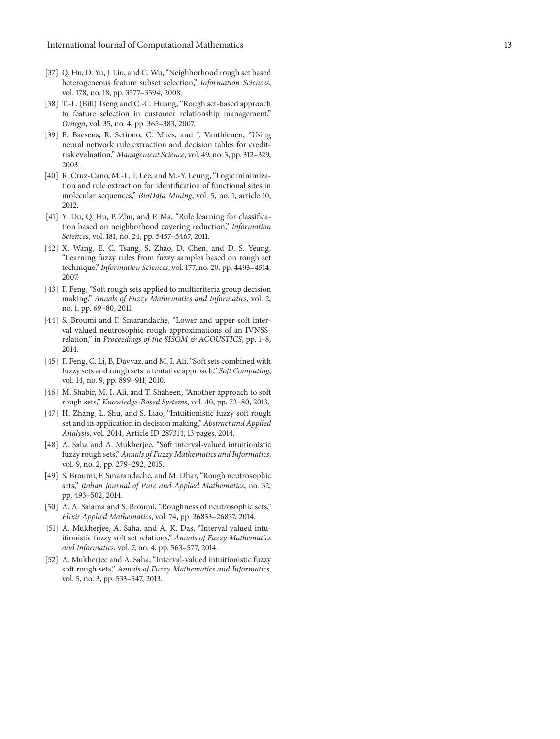[37] Q. Hu, D. Yu, J. Liu, and C. Wu, "Neighborhood rough set based heterogeneous feature subset selection," *Information Sciences*, vol. 178, no. 18, pp. 3577–3594, 2008.

[38] T.-L. (Bill) Tseng and C.-C. Huang, "Rough set-based approach to feature selection in customer relationship management," *Omega*, vol. 35, no. 4, pp. 365–383, 2007.

[39] B. Baesens, R. Setiono, C. Mues, and J. Vanthienen, "Using neural network rule extraction and decision tables for credit-risk evaluation," *Management Science*, vol. 49, no. 3, pp. 312–329, 2003.

[40] R. Cruz-Cano, M.-L. T. Lee, and M.-Y. Leung, "Logic minimization and rule extraction for identification of functional sites in molecular sequences," *BioData Mining*, vol. 5, no. 1, article 10, 2012.

[41] Y. Du, Q. Hu, P. Zhu, and P. Ma, "Rule learning for classification based on neighborhood covering reduction," *Information Sciences*, vol. 181, no. 24, pp. 5457–5467, 2011.

[42] X. Wang, E. C. Tsang, S. Zhao, D. Chen, and D. S. Yeung, "Learning fuzzy rules from fuzzy samples based on rough set technique," *Information Sciences*, vol. 177, no. 20, pp. 4493–4514, 2007.

[43] F. Feng, "Soft rough sets applied to multicriteria group decision making," *Annals of Fuzzy Mathematics and Informatics*, vol. 2, no. 1, pp. 69–80, 2011.

[44] S. Broumi and F. Smarandache, "Lower and upper soft interval valued neutrosophic rough approximations of an IVNSS-relation," in *Proceedings of the SISOM & ACOUSTICS*, pp. 1–8, 2014.

[45] F. Feng, C. Li, B. Davvaz, and M. I. Ali, "Soft sets combined with fuzzy sets and rough sets: a tentative approach," *Soft Computing*, vol. 14, no. 9, pp. 899–911, 2010.

[46] M. Shabir, M. I. Ali, and T. Shaheen, "Another approach to soft rough sets," *Knowledge-Based Systems*, vol. 40, pp. 72–80, 2013.

[47] H. Zhang, L. Shu, and S. Liao, "Intuitionistic fuzzy soft rough set and its application in decision making," *Abstract and Applied Analysis*, vol. 2014, Article ID 287314, 13 pages, 2014.

[48] A. Saha and A. Mukherjee, "Soft interval-valued intuitionistic fuzzy rough sets," *Annals of Fuzzy Mathematics and Informatics*, vol. 9, no. 2, pp. 279–292, 2015.

[49] S. Broumi, F. Smarandache, and M. Dhar, "Rough neutrosophic sets," *Italian Journal of Pure and Applied Mathematics*, no. 32, pp. 493–502, 2014.

[50] A. A. Salama and S. Broumi, "Roughness of neutrosophic sets," *Elixir Applied Mathematics*, vol. 74, pp. 26833–26837, 2014.

[51] A. Mukherjee, A. Saha, and A. K. Das, "Interval valued intuitionistic fuzzy soft set relations," *Annals of Fuzzy Mathematics and Informatics*, vol. 7, no. 4, pp. 563–577, 2014.

[52] A. Mukherjee and A. Saha, "Interval-valued intuitionistic fuzzy soft rough sets," *Annals of Fuzzy Mathematics and Informatics*, vol. 5, no. 3, pp. 533–547, 2013.